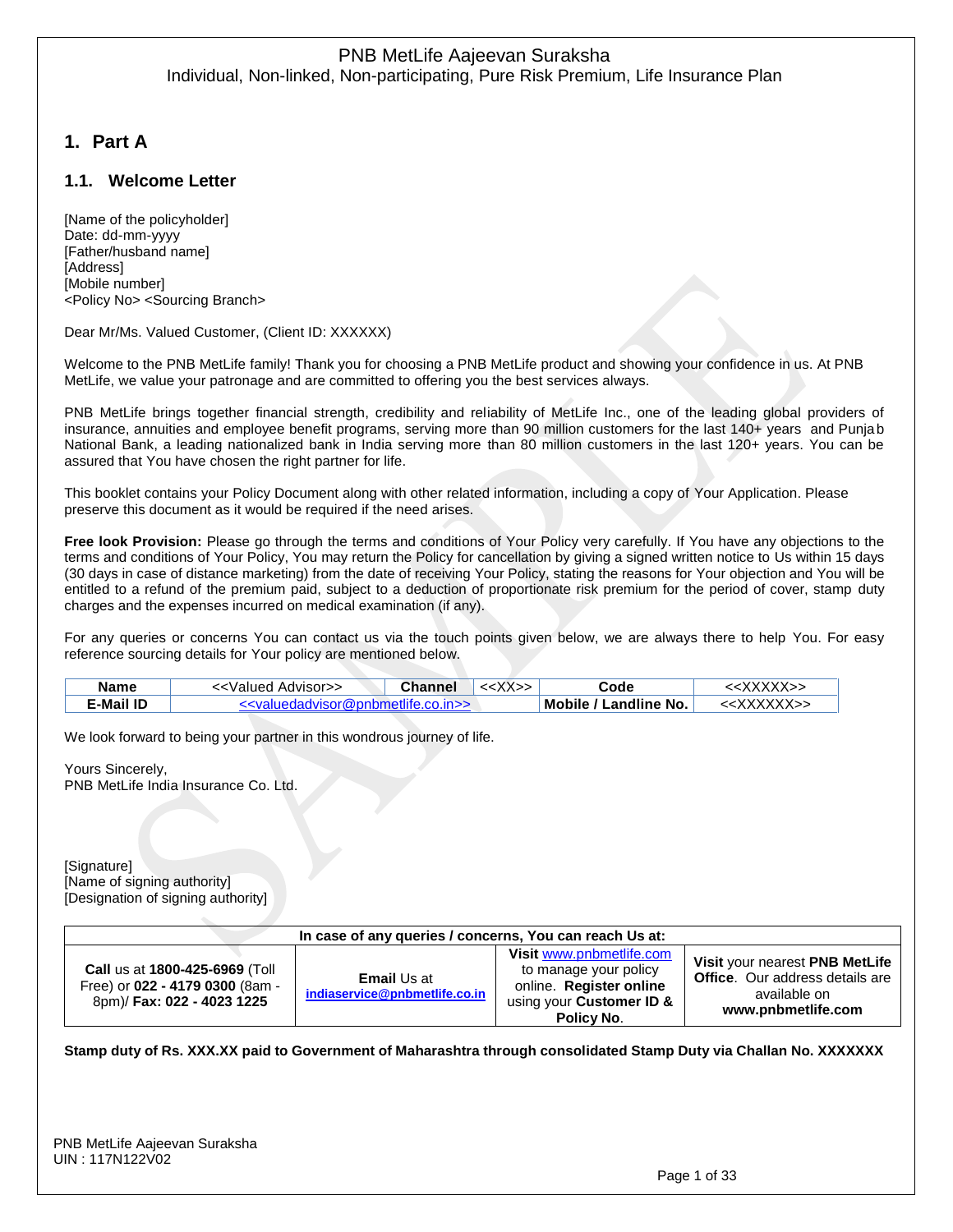PNB MetLife Aajeevan Suraksha
Individual, Non-linked, Non-participating, Pure Risk Premium, Life Insurance Plan

# 1. Part A

## 1.1. Welcome Letter

[Name of the policyholder]
Date: dd-mm-yyyy
[Father/husband name]
[Address]
[Mobile number]
<Policy No> <Sourcing Branch>

Dear Mr/Ms. Valued Customer, (Client ID: XXXXXX)

Welcome to the PNB MetLife family! Thank you for choosing a PNB MetLife product and showing your confidence in us. At PNB MetLife, we value your patronage and are committed to offering you the best services always.

PNB MetLife brings together financial strength, credibility and reliability of MetLife Inc., one of the leading global providers of insurance, annuities and employee benefit programs, serving more than 90 million customers for the last 140+ years and Punjab National Bank, a leading nationalized bank in India serving more than 80 million customers in the last 120+ years. You can be assured that You have chosen the right partner for life.

This booklet contains your Policy Document along with other related information, including a copy of Your Application. Please preserve this document as it would be required if the need arises.

**Free look Provision:** Please go through the terms and conditions of Your Policy very carefully. If You have any objections to the terms and conditions of Your Policy, You may return the Policy for cancellation by giving a signed written notice to Us within 15 days (30 days in case of distance marketing) from the date of receiving Your Policy, stating the reasons for Your objection and You will be entitled to a refund of the premium paid, subject to a deduction of proportionate risk premium for the period of cover, stamp duty charges and the expenses incurred on medical examination (if any).

For any queries or concerns You can contact us via the touch points given below, we are always there to help You. For easy reference sourcing details for Your policy are mentioned below.

| **Name** | <<Valued Advisor>> | **Channel** | <<XX>> | **Code** | <<XXXXX>> |
|---|---|---|---|---|---|
| **E-Mail ID** | <<valuedadvisor@pnbmetlife.co.in>> | | | **Mobile / Landline No.** | <<XXXXXX>> |

We look forward to being your partner in this wondrous journey of life.

Yours Sincerely,
PNB MetLife India Insurance Co. Ltd.

[Signature]
[Name of signing authority]
[Designation of signing authority]

| In case of any queries / concerns, You can reach Us at: | | | |
|---|---|---|---|
| **Call** us at **1800-425-6969** (Toll Free) or **022 - 4179 0300** (8am - 8pm)/ **Fax: 022 - 4023 1225** | **Email** Us at **indiaservice@pnbmetlife.co.in** | **Visit** www.pnbmetlife.com to manage your policy online. **Register online** using your **Customer ID & Policy No**. | **Visit** your nearest **PNB MetLife Office**. Our address details are available on **www.pnbmetlife.com** |

**Stamp duty of Rs. XXX.XX paid to Government of Maharashtra through consolidated Stamp Duty via Challan No. XXXXXXX**

PNB MetLife Aajeevan Suraksha
UIN : 117N122V02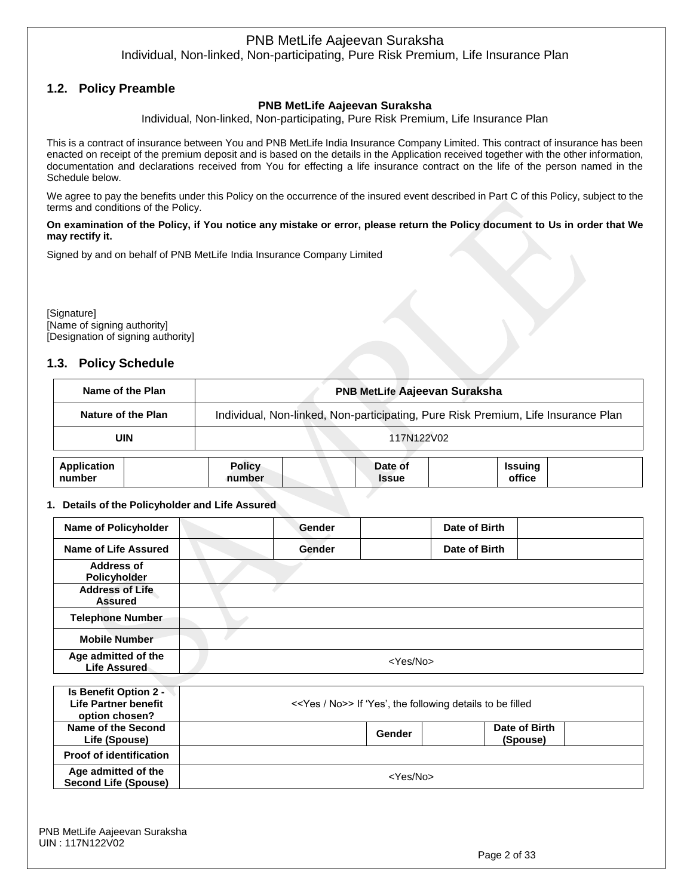## 1.2. Policy Preamble

**PNB MetLife Aajeevan Suraksha**

Individual, Non-linked, Non-participating, Pure Risk Premium, Life Insurance Plan

This is a contract of insurance between You and PNB MetLife India Insurance Company Limited. This contract of insurance has been enacted on receipt of the premium deposit and is based on the details in the Application received together with the other information, documentation and declarations received from You for effecting a life insurance contract on the life of the person named in the Schedule below.

We agree to pay the benefits under this Policy on the occurrence of the insured event described in Part C of this Policy, subject to the terms and conditions of the Policy.

**On examination of the Policy, if You notice any mistake or error, please return the Policy document to Us in order that We may rectify it.**

Signed by and on behalf of PNB MetLife India Insurance Company Limited

[Signature]
[Name of signing authority]
[Designation of signing authority]

## 1.3. Policy Schedule

| Name of the Plan | PNB MetLife Aajeevan Suraksha |
|---|---|
| Nature of the Plan | Individual, Non-linked, Non-participating, Pure Risk Premium, Life Insurance Plan |
| UIN | 117N122V02 |

| Application number | | Policy number | | Date of Issue | | Issuing office | |
|---|---|---|---|---|---|---|---|

**1. Details of the Policyholder and Life Assured**

| Name of Policyholder | | Gender | | Date of Birth | |
|---|---|---|---|---|---|
| Name of Life Assured | | Gender | | Date of Birth | |
| Address of Policyholder | | | | | |
| Address of Life Assured | | | | | |
| Telephone Number | | | | | |
| Mobile Number | | | | | |
| Age admitted of the Life Assured | <Yes/No> | | | | |

| Is Benefit Option 2 - Life Partner benefit option chosen? | <<Yes / No>> If 'Yes', the following details to be filled | | | | |
|---|---|---|---|---|---|
| Name of the Second Life (Spouse) | | Gender | | Date of Birth (Spouse) | |
| Proof of identification | | | | | |
| Age admitted of the Second Life (Spouse) | <Yes/No> | | | | |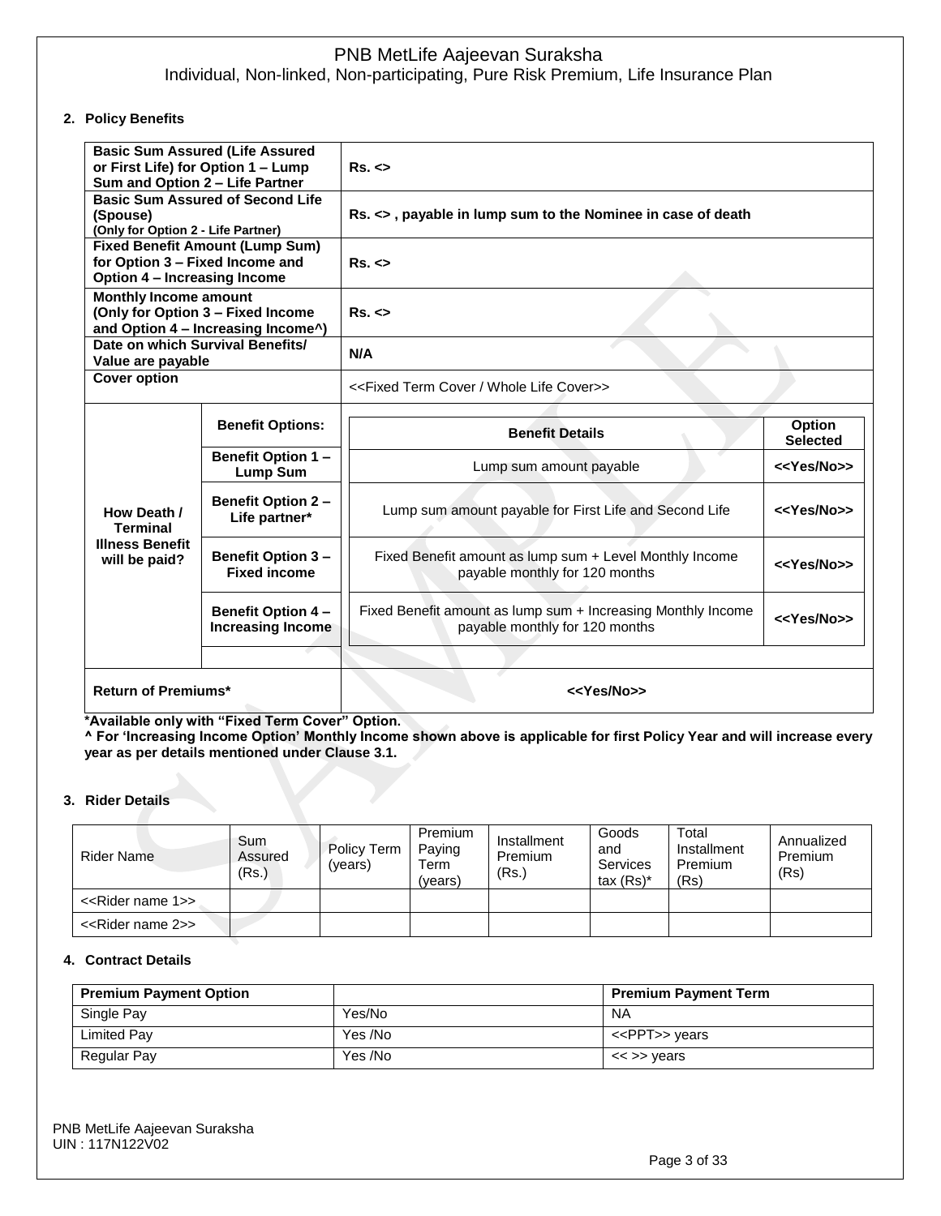## 2. Policy Benefits

| | | | |
|---|---|---|---|
| **Basic Sum Assured (Life Assured or First Life) for Option 1 – Lump Sum and Option 2 – Life Partner** | | **Rs. <>** | |
| **Basic Sum Assured of Second Life (Spouse)** **(Only for Option 2 - Life Partner)** | | **Rs. <> , payable in lump sum to the Nominee in case of death** | |
| **Fixed Benefit Amount (Lump Sum) for Option 3 – Fixed Income and Option 4 – Increasing Income** | | **Rs. <>** | |
| **Monthly Income amount (Only for Option 3 – Fixed Income and Option 4 – Increasing Income^)** | | **Rs. <>** | |
| **Date on which Survival Benefits/ Value are payable** | | **N/A** | |
| **Cover option** | | <<Fixed Term Cover / Whole Life Cover>> | |
| **How Death / Terminal Illness Benefit will be paid?** | **Benefit Options:** | **Benefit Details** | **Option Selected** |
| | **Benefit Option 1 – Lump Sum** | Lump sum amount payable | **<<Yes/No>>** |
| | **Benefit Option 2 – Life partner*** | Lump sum amount payable for First Life and Second Life | **<<Yes/No>>** |
| | **Benefit Option 3 – Fixed income** | Fixed Benefit amount as lump sum + Level Monthly Income payable monthly for 120 months | **<<Yes/No>>** |
| | **Benefit Option 4 – Increasing Income** | Fixed Benefit amount as lump sum + Increasing Monthly Income payable monthly for 120 months | **<<Yes/No>>** |
| **Return of Premiums*** | | **<<Yes/No>>** | |

**\*Available only with "Fixed Term Cover" Option.**

**^ For 'Increasing Income Option' Monthly Income shown above is applicable for first Policy Year and will increase every year as per details mentioned under Clause 3.1.**

## 3. Rider Details

| Rider Name | Sum Assured (Rs.) | Policy Term (years) | Premium Paying Term (years) | Installment Premium (Rs.) | Goods and Services tax (Rs)* | Total Installment Premium (Rs) | Annualized Premium (Rs) |
|---|---|---|---|---|---|---|---|
| <<Rider name 1>> | | | | | | | |
| <<Rider name 2>> | | | | | | | |

## 4. Contract Details

| **Premium Payment Option** | | **Premium Payment Term** |
|---|---|---|
| Single Pay | Yes/No | NA |
| Limited Pay | Yes /No | <<PPT>> years |
| Regular Pay | Yes /No | << >> years |

PNB MetLife Aajeevan Suraksha
UIN : 117N122V02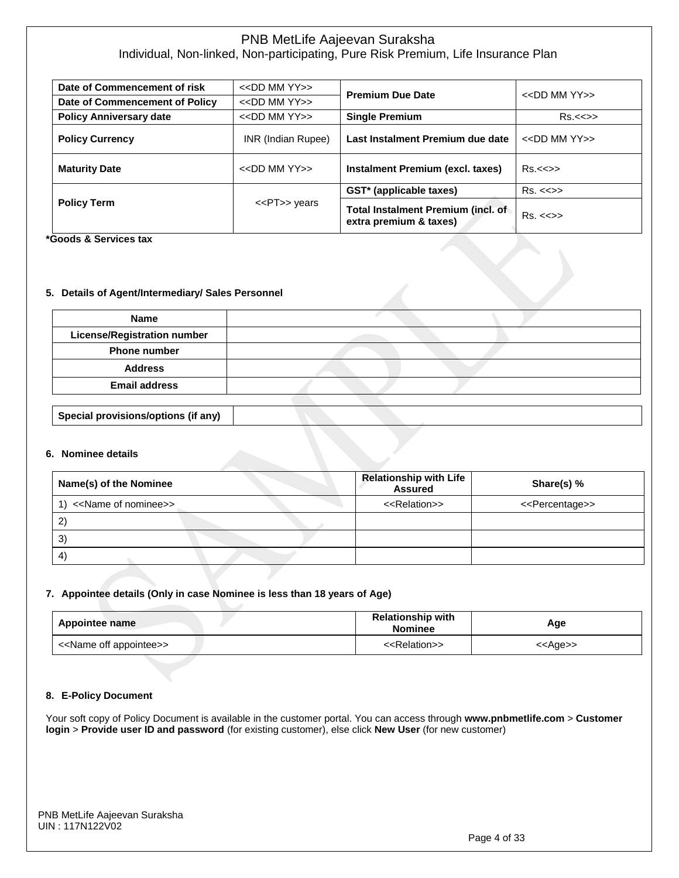| Date of Commencement of risk | <<DD MM YY>> | Premium Due Date | <<DD MM YY>> |
|---|---|---|---|
| Date of Commencement of Policy | <<DD MM YY>> | | |
| Policy Anniversary date | <<DD MM YY>> | Single Premium | Rs.<<>> |
| Policy Currency | INR (Indian Rupee) | Last Instalment Premium due date | <<DD MM YY>> |
| Maturity Date | <<DD MM YY>> | Instalment Premium (excl. taxes) | Rs.<<>> |
| Policy Term | <<PT>> years | GST* (applicable taxes) | Rs. <<>> |
| | | Total Instalment Premium (incl. of extra premium & taxes) | Rs. <<>> |

***Goods & Services tax**

### 5. Details of Agent/Intermediary/ Sales Personnel

| Name | |
|---|---|
| License/Registration number | |
| Phone number | |
| Address | |
| Email address | |

| Special provisions/options (if any) | |
|---|---|

### 6. Nominee details

| Name(s) of the Nominee | Relationship with Life Assured | Share(s) % |
|---|---|---|
| 1) <<Name of nominee>> | <<Relation>> | <<Percentage>> |
| 2) | | |
| 3) | | |
| 4) | | |

### 7. Appointee details (Only in case Nominee is less than 18 years of Age)

| Appointee name | Relationship with Nominee | Age |
|---|---|---|
| <<Name off appointee>> | <<Relation>> | <<Age>> |

### 8. E-Policy Document

Your soft copy of Policy Document is available in the customer portal. You can access through **www.pnbmetlife.com** > **Customer login** > **Provide user ID and password** (for existing customer), else click **New User** (for new customer)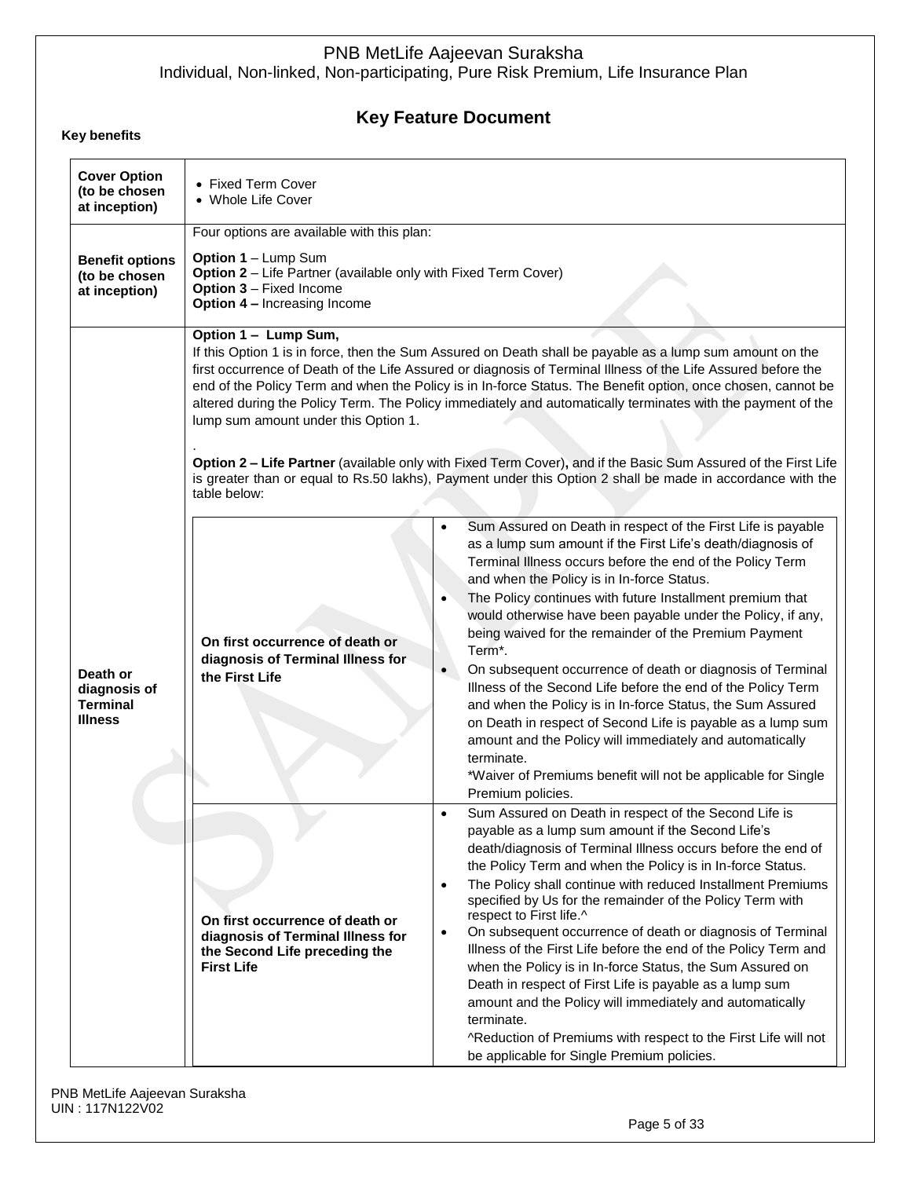# PNB MetLife Aajeevan Suraksha

Individual, Non-linked, Non-participating, Pure Risk Premium, Life Insurance Plan

## Key Feature Document

**Key benefits**

| | |
|---|---|
| **Cover Option (to be chosen at inception)** | • Fixed Term Cover<br>• Whole Life Cover |
| **Benefit options (to be chosen at inception)** | Four options are available with this plan:<br>**Option 1** – Lump Sum<br>**Option 2** – Life Partner (available only with Fixed Term Cover)<br>**Option 3** – Fixed Income<br>**Option 4 –** Increasing Income |
| **Death or diagnosis of Terminal Illness** | **Option 1 – Lump Sum,**<br>If this Option 1 is in force, then the Sum Assured on Death shall be payable as a lump sum amount on the first occurrence of Death of the Life Assured or diagnosis of Terminal Illness of the Life Assured before the end of the Policy Term and when the Policy is in In-force Status. The Benefit option, once chosen, cannot be altered during the Policy Term. The Policy immediately and automatically terminates with the payment of the lump sum amount under this Option 1.<br>.<br>**Option 2 – Life Partner** (available only with Fixed Term Cover)**,** and if the Basic Sum Assured of the First Life is greater than or equal to Rs.50 lakhs), Payment under this Option 2 shall be made in accordance with the table below: |

| | |
|---|---|
| **On first occurrence of death or diagnosis of Terminal Illness for the First Life** | • Sum Assured on Death in respect of the First Life is payable as a lump sum amount if the First Life's death/diagnosis of Terminal Illness occurs before the end of the Policy Term and when the Policy is in In-force Status.<br>• The Policy continues with future Installment premium that would otherwise have been payable under the Policy, if any, being waived for the remainder of the Premium Payment Term*.<br>• On subsequent occurrence of death or diagnosis of Terminal Illness of the Second Life before the end of the Policy Term and when the Policy is in In-force Status, the Sum Assured on Death in respect of Second Life is payable as a lump sum amount and the Policy will immediately and automatically terminate.<br>*Waiver of Premiums benefit will not be applicable for Single Premium policies. |
| **On first occurrence of death or diagnosis of Terminal Illness for the Second Life preceding the First Life** | • Sum Assured on Death in respect of the Second Life is payable as a lump sum amount if the Second Life's death/diagnosis of Terminal Illness occurs before the end of the Policy Term and when the Policy is in In-force Status.<br>• The Policy shall continue with reduced Installment Premiums specified by Us for the remainder of the Policy Term with respect to First life.^<br>• On subsequent occurrence of death or diagnosis of Terminal Illness of the First Life before the end of the Policy Term and when the Policy is in In-force Status, the Sum Assured on Death in respect of First Life is payable as a lump sum amount and the Policy will immediately and automatically terminate.<br>^Reduction of Premiums with respect to the First Life will not be applicable for Single Premium policies. |

PNB MetLife Aajeevan Suraksha
UIN : 117N122V02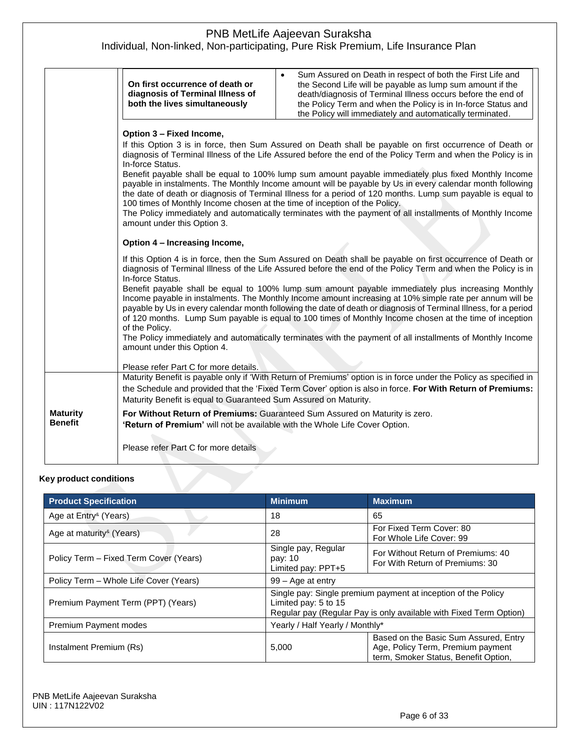| | | |
|---|---|---|
| | **On first occurrence of death or diagnosis of Terminal Illness of both the lives simultaneously** | • Sum Assured on Death in respect of both the First Life and the Second Life will be payable as lump sum amount if the death/diagnosis of Terminal Illness occurs before the end of the Policy Term and when the Policy is in In-force Status and the Policy will immediately and automatically terminated. |
| | **Option 3 – Fixed Income,**<br>If this Option 3 is in force, then Sum Assured on Death shall be payable on first occurrence of Death or diagnosis of Terminal Illness of the Life Assured before the end of the Policy Term and when the Policy is in In-force Status.<br>Benefit payable shall be equal to 100% lump sum amount payable immediately plus fixed Monthly Income payable in instalments. The Monthly Income amount will be payable by Us in every calendar month following the date of death or diagnosis of Terminal Illness for a period of 120 months. Lump sum payable is equal to 100 times of Monthly Income chosen at the time of inception of the Policy.<br>The Policy immediately and automatically terminates with the payment of all installments of Monthly Income amount under this Option 3.<br><br>**Option 4 – Increasing Income,**<br>If this Option 4 is in force, then the Sum Assured on Death shall be payable on first occurrence of Death or diagnosis of Terminal Illness of the Life Assured before the end of the Policy Term and when the Policy is in In-force Status.<br>Benefit payable shall be equal to 100% lump sum amount payable immediately plus increasing Monthly Income payable in instalments. The Monthly Income amount increasing at 10% simple rate per annum will be payable by Us in every calendar month following the date of death or diagnosis of Terminal Illness, for a period of 120 months. Lump Sum payable is equal to 100 times of Monthly Income chosen at the time of inception of the Policy.<br>The Policy immediately and automatically terminates with the payment of all installments of Monthly Income amount under this Option 4.<br><br>Please refer Part C for more details. | |
| **Maturity Benefit** | Maturity Benefit is payable only if 'With Return of Premiums' option is in force under the Policy as specified in the Schedule and provided that the 'Fixed Term Cover' option is also in force. **For With Return of Premiums:** Maturity Benefit is equal to Guaranteed Sum Assured on Maturity.<br>**For Without Return of Premiums:** Guaranteed Sum Assured on Maturity is zero.<br>**'Return of Premium'** will not be available with the Whole Life Cover Option.<br><br>Please refer Part C for more details | |

**Key product conditions**

| Product Specification | Minimum | Maximum |
|---|---|---|
| Age at Entry[&] (Years) | 18 | 65 |
| Age at maturity[&] (Years) | 28 | For Fixed Term Cover: 80<br>For Whole Life Cover: 99 |
| Policy Term – Fixed Term Cover (Years) | Single pay, Regular pay: 10<br>Limited pay: PPT+5 | For Without Return of Premiums: 40<br>For With Return of Premiums: 30 |
| Policy Term – Whole Life Cover (Years) | 99 – Age at entry | |
| Premium Payment Term (PPT) (Years) | Single pay: Single premium payment at inception of the Policy<br>Limited pay: 5 to 15<br>Regular pay (Regular Pay is only available with Fixed Term Option) | |
| Premium Payment modes | Yearly / Half Yearly / Monthly* | |
| Instalment Premium (Rs) | 5,000 | Based on the Basic Sum Assured, Entry Age, Policy Term, Premium payment term, Smoker Status, Benefit Option, |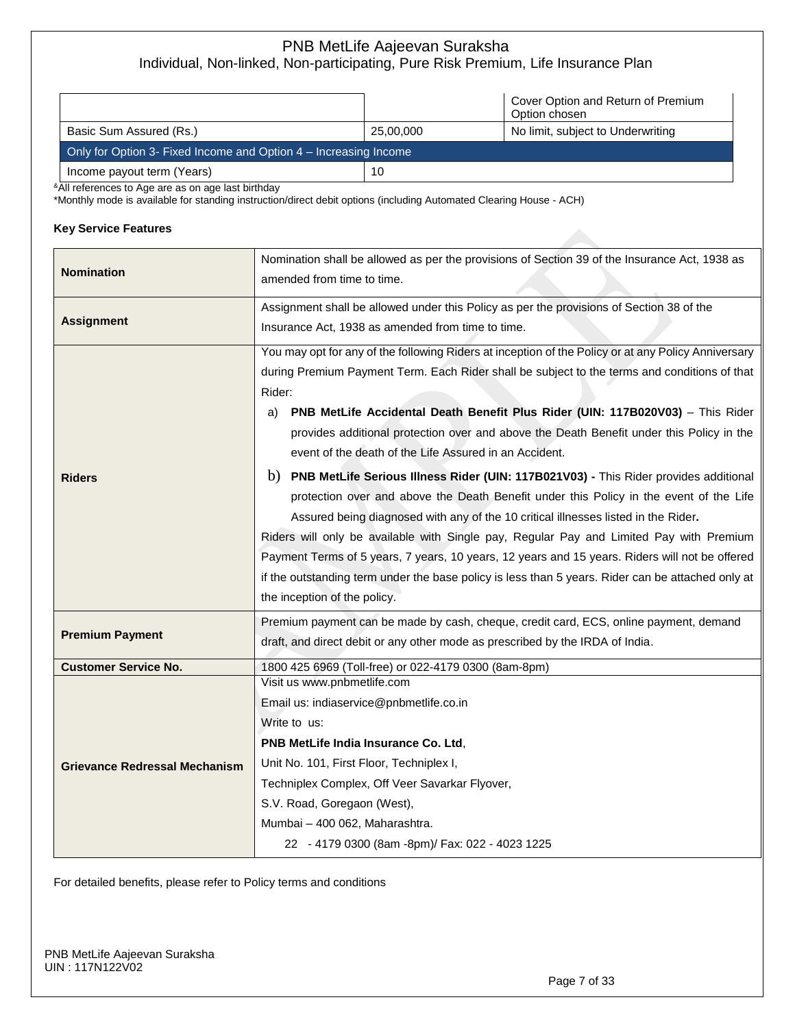| | | Cover Option and Return of Premium Option chosen |
|---|---|---|
| Basic Sum Assured (Rs.) | 25,00,000 | No limit, subject to Underwriting |
| Only for Option 3- Fixed Income and Option 4 – Increasing Income | | |
| Income payout term (Years) | 10 | |

&All references to Age are as on age last birthday

*Monthly mode is available for standing instruction/direct debit options (including Automated Clearing House - ACH)

**Key Service Features**

| | |
|---|---|
| **Nomination** | Nomination shall be allowed as per the provisions of Section 39 of the Insurance Act, 1938 as amended from time to time. |
| **Assignment** | Assignment shall be allowed under this Policy as per the provisions of Section 38 of the Insurance Act, 1938 as amended from time to time. |
| **Riders** | You may opt for any of the following Riders at inception of the Policy or at any Policy Anniversary during Premium Payment Term. Each Rider shall be subject to the terms and conditions of that Rider:<br>a) **PNB MetLife Accidental Death Benefit Plus Rider (UIN: 117B020V03)** – This Rider provides additional protection over and above the Death Benefit under this Policy in the event of the death of the Life Assured in an Accident.<br>b) **PNB MetLife Serious Illness Rider (UIN: 117B021V03) -** This Rider provides additional protection over and above the Death Benefit under this Policy in the event of the Life Assured being diagnosed with any of the 10 critical illnesses listed in the Rider**.**<br>Riders will only be available with Single pay, Regular Pay and Limited Pay with Premium Payment Terms of 5 years, 7 years, 10 years, 12 years and 15 years. Riders will not be offered if the outstanding term under the base policy is less than 5 years. Rider can be attached only at the inception of the policy. |
| **Premium Payment** | Premium payment can be made by cash, cheque, credit card, ECS, online payment, demand draft, and direct debit or any other mode as prescribed by the IRDA of India. |
| **Customer Service No.** | 1800 425 6969 (Toll-free) or 022-4179 0300 (8am-8pm) |
| **Grievance Redressal Mechanism** | Visit us www.pnbmetlife.com<br>Email us: indiaservice@pnbmetlife.co.in<br>Write to us:<br>**PNB MetLife India Insurance Co. Ltd**,<br>Unit No. 101, First Floor, Techniplex I,<br>Techniplex Complex, Off Veer Savarkar Flyover,<br>S.V. Road, Goregaon (West),<br>Mumbai – 400 062, Maharashtra.<br>22 - 4179 0300 (8am -8pm)/ Fax: 022 - 4023 1225 |

For detailed benefits, please refer to Policy terms and conditions

PNB MetLife Aajeevan Suraksha
UIN : 117N122V02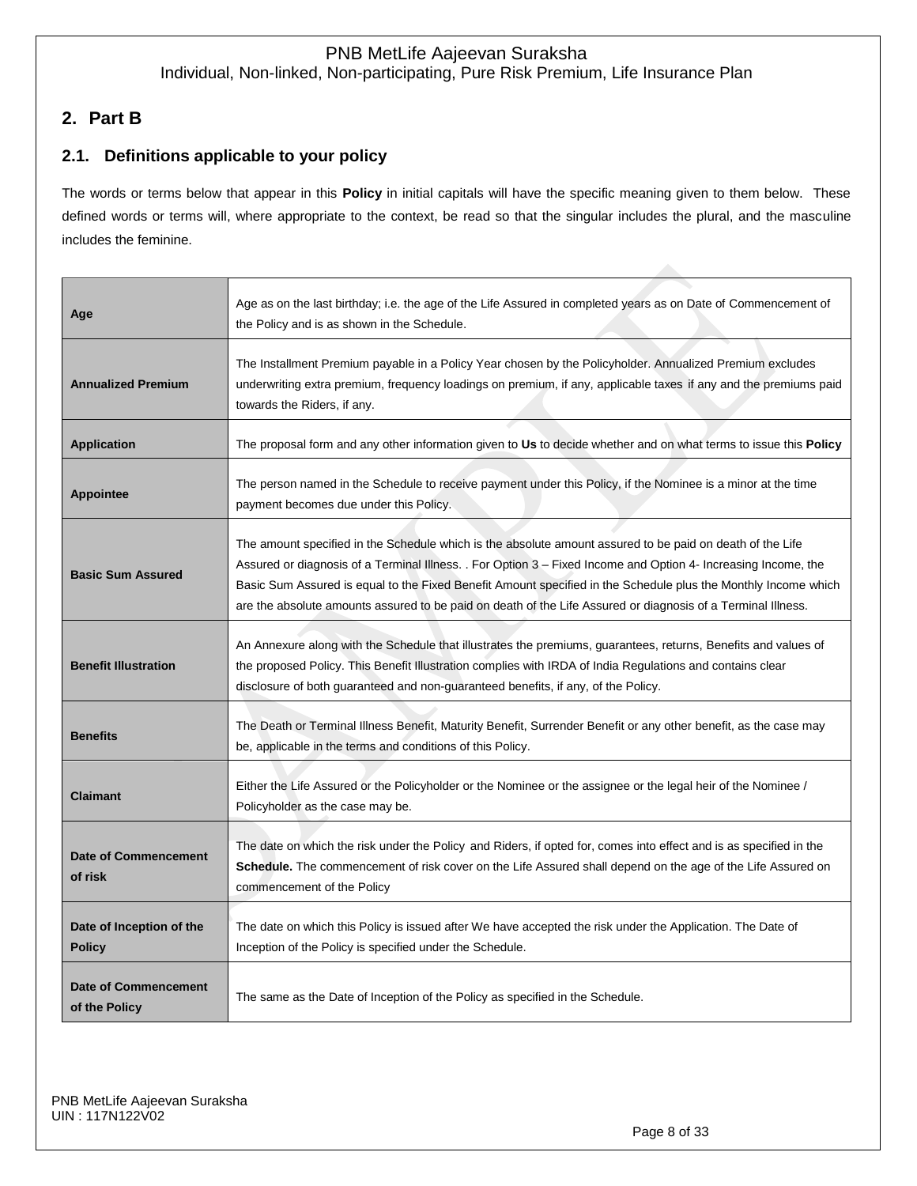## 2. Part B

### 2.1. Definitions applicable to your policy

The words or terms below that appear in this **Policy** in initial capitals will have the specific meaning given to them below. These defined words or terms will, where appropriate to the context, be read so that the singular includes the plural, and the masculine includes the feminine.

| | |
|---|---|
| **Age** | Age as on the last birthday; i.e. the age of the Life Assured in completed years as on Date of Commencement of the Policy and is as shown in the Schedule. |
| **Annualized Premium** | The Installment Premium payable in a Policy Year chosen by the Policyholder. Annualized Premium excludes underwriting extra premium, frequency loadings on premium, if any, applicable taxes if any and the premiums paid towards the Riders, if any. |
| **Application** | The proposal form and any other information given to **Us** to decide whether and on what terms to issue this **Policy** |
| **Appointee** | The person named in the Schedule to receive payment under this Policy, if the Nominee is a minor at the time payment becomes due under this Policy. |
| **Basic Sum Assured** | The amount specified in the Schedule which is the absolute amount assured to be paid on death of the Life Assured or diagnosis of a Terminal Illness. . For Option 3 – Fixed Income and Option 4- Increasing Income, the Basic Sum Assured is equal to the Fixed Benefit Amount specified in the Schedule plus the Monthly Income which are the absolute amounts assured to be paid on death of the Life Assured or diagnosis of a Terminal Illness. |
| **Benefit Illustration** | An Annexure along with the Schedule that illustrates the premiums, guarantees, returns, Benefits and values of the proposed Policy. This Benefit Illustration complies with IRDA of India Regulations and contains clear disclosure of both guaranteed and non-guaranteed benefits, if any, of the Policy. |
| **Benefits** | The Death or Terminal Illness Benefit, Maturity Benefit, Surrender Benefit or any other benefit, as the case may be, applicable in the terms and conditions of this Policy. |
| **Claimant** | Either the Life Assured or the Policyholder or the Nominee or the assignee or the legal heir of the Nominee / Policyholder as the case may be. |
| **Date of Commencement of risk** | The date on which the risk under the Policy and Riders, if opted for, comes into effect and is as specified in the **Schedule.** The commencement of risk cover on the Life Assured shall depend on the age of the Life Assured on commencement of the Policy |
| **Date of Inception of the Policy** | The date on which this Policy is issued after We have accepted the risk under the Application. The Date of Inception of the Policy is specified under the Schedule. |
| **Date of Commencement of the Policy** | The same as the Date of Inception of the Policy as specified in the Schedule. |

PNB MetLife Aajeevan Suraksha
UIN : 117N122V02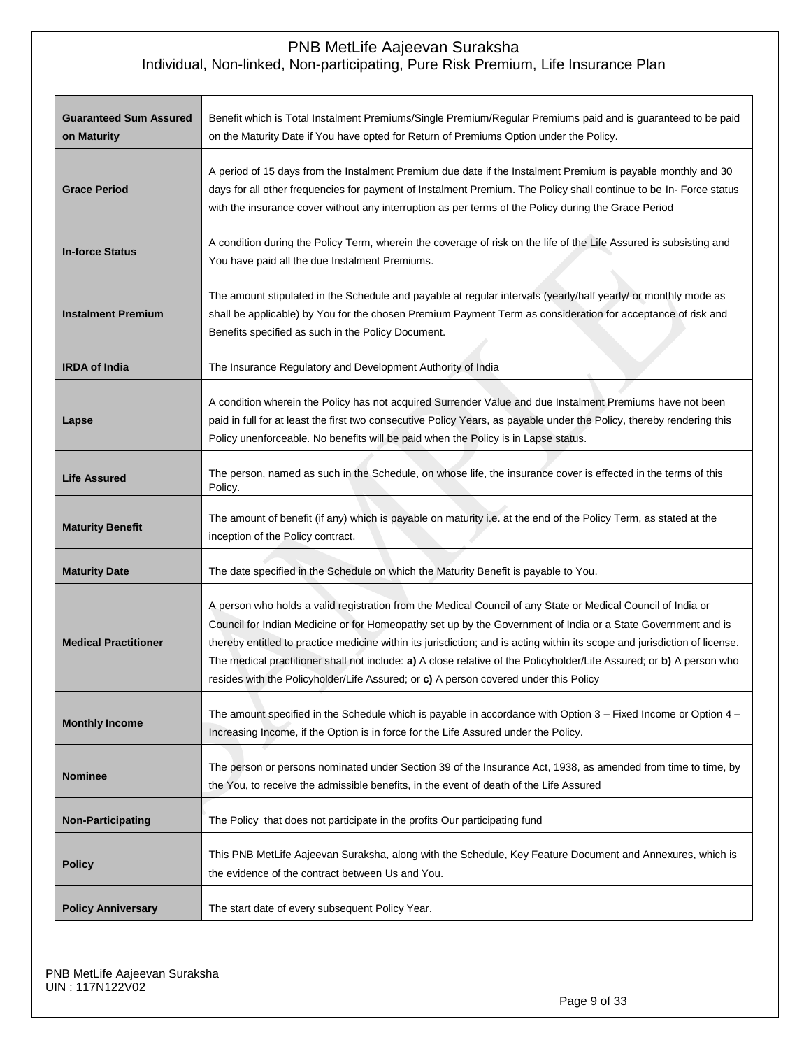| | |
|---|---|
| **Guaranteed Sum Assured on Maturity** | Benefit which is Total Instalment Premiums/Single Premium/Regular Premiums paid and is guaranteed to be paid on the Maturity Date if You have opted for Return of Premiums Option under the Policy. |
| **Grace Period** | A period of 15 days from the Instalment Premium due date if the Instalment Premium is payable monthly and 30 days for all other frequencies for payment of Instalment Premium. The Policy shall continue to be In- Force status with the insurance cover without any interruption as per terms of the Policy during the Grace Period |
| **In-force Status** | A condition during the Policy Term, wherein the coverage of risk on the life of the Life Assured is subsisting and You have paid all the due Instalment Premiums. |
| **Instalment Premium** | The amount stipulated in the Schedule and payable at regular intervals (yearly/half yearly/ or monthly mode as shall be applicable) by You for the chosen Premium Payment Term as consideration for acceptance of risk and Benefits specified as such in the Policy Document. |
| **IRDA of India** | The Insurance Regulatory and Development Authority of India |
| **Lapse** | A condition wherein the Policy has not acquired Surrender Value and due Instalment Premiums have not been paid in full for at least the first two consecutive Policy Years, as payable under the Policy, thereby rendering this Policy unenforceable. No benefits will be paid when the Policy is in Lapse status. |
| **Life Assured** | The person, named as such in the Schedule, on whose life, the insurance cover is effected in the terms of this Policy. |
| **Maturity Benefit** | The amount of benefit (if any) which is payable on maturity i.e. at the end of the Policy Term, as stated at the inception of the Policy contract. |
| **Maturity Date** | The date specified in the Schedule on which the Maturity Benefit is payable to You. |
| **Medical Practitioner** | A person who holds a valid registration from the Medical Council of any State or Medical Council of India or Council for Indian Medicine or for Homeopathy set up by the Government of India or a State Government and is thereby entitled to practice medicine within its jurisdiction; and is acting within its scope and jurisdiction of license. The medical practitioner shall not include: **a)** A close relative of the Policyholder/Life Assured; or **b)** A person who resides with the Policyholder/Life Assured; or **c)** A person covered under this Policy |
| **Monthly Income** | The amount specified in the Schedule which is payable in accordance with Option 3 – Fixed Income or Option 4 – Increasing Income, if the Option is in force for the Life Assured under the Policy. |
| **Nominee** | The person or persons nominated under Section 39 of the Insurance Act, 1938, as amended from time to time, by the You, to receive the admissible benefits, in the event of death of the Life Assured |
| **Non-Participating** | The Policy that does not participate in the profits Our participating fund |
| **Policy** | This PNB MetLife Aajeevan Suraksha, along with the Schedule, Key Feature Document and Annexures, which is the evidence of the contract between Us and You. |
| **Policy Anniversary** | The start date of every subsequent Policy Year. |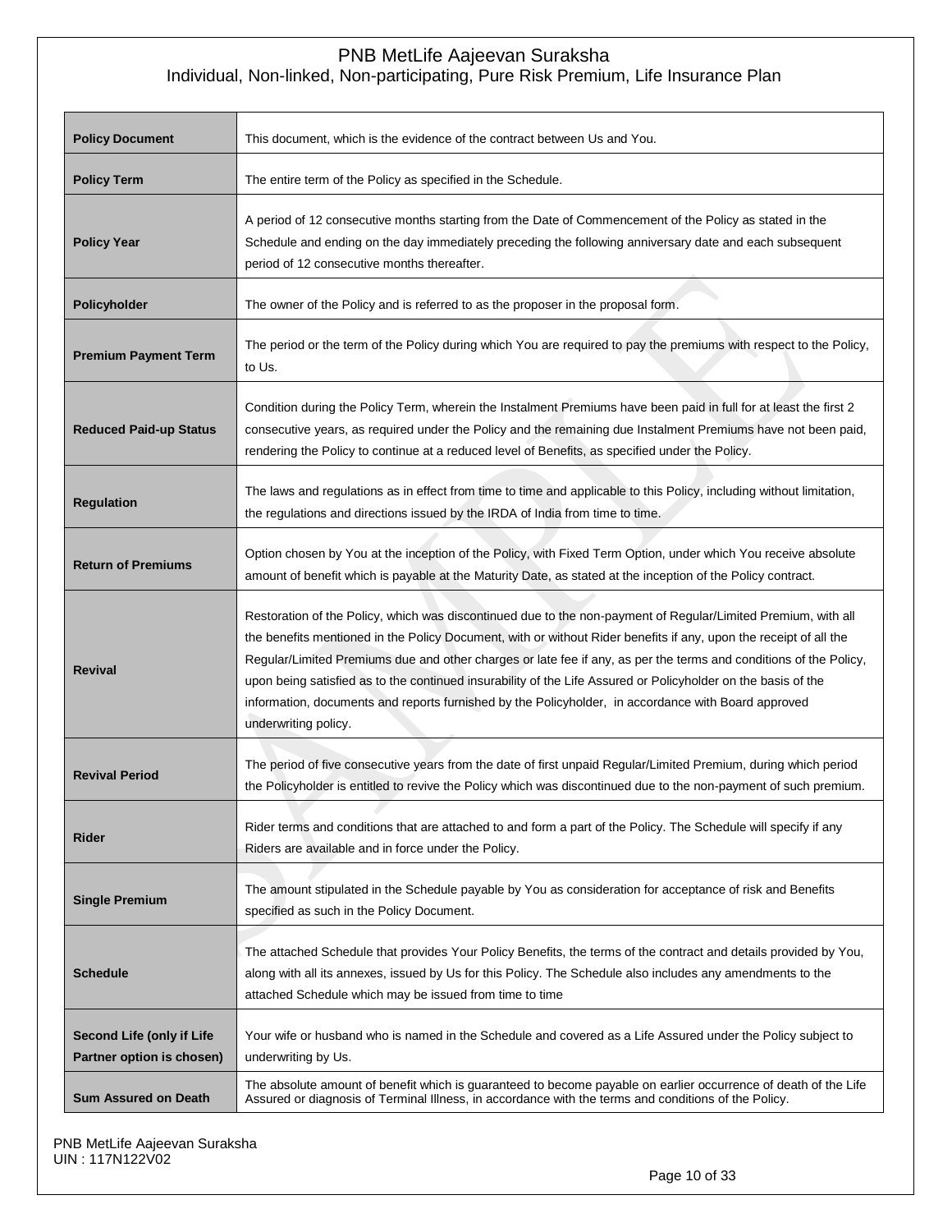| Policy Document | This document, which is the evidence of the contract between Us and You. |
|---|---|
| Policy Term | The entire term of the Policy as specified in the Schedule. |
| Policy Year | A period of 12 consecutive months starting from the Date of Commencement of the Policy as stated in the Schedule and ending on the day immediately preceding the following anniversary date and each subsequent period of 12 consecutive months thereafter. |
| Policyholder | The owner of the Policy and is referred to as the proposer in the proposal form. |
| Premium Payment Term | The period or the term of the Policy during which You are required to pay the premiums with respect to the Policy, to Us. |
| Reduced Paid-up Status | Condition during the Policy Term, wherein the Instalment Premiums have been paid in full for at least the first 2 consecutive years, as required under the Policy and the remaining due Instalment Premiums have not been paid, rendering the Policy to continue at a reduced level of Benefits, as specified under the Policy. |
| Regulation | The laws and regulations as in effect from time to time and applicable to this Policy, including without limitation, the regulations and directions issued by the IRDA of India from time to time. |
| Return of Premiums | Option chosen by You at the inception of the Policy, with Fixed Term Option, under which You receive absolute amount of benefit which is payable at the Maturity Date, as stated at the inception of the Policy contract. |
| Revival | Restoration of the Policy, which was discontinued due to the non-payment of Regular/Limited Premium, with all the benefits mentioned in the Policy Document, with or without Rider benefits if any, upon the receipt of all the Regular/Limited Premiums due and other charges or late fee if any, as per the terms and conditions of the Policy, upon being satisfied as to the continued insurability of the Life Assured or Policyholder on the basis of the information, documents and reports furnished by the Policyholder, in accordance with Board approved underwriting policy. |
| Revival Period | The period of five consecutive years from the date of first unpaid Regular/Limited Premium, during which period the Policyholder is entitled to revive the Policy which was discontinued due to the non-payment of such premium. |
| Rider | Rider terms and conditions that are attached to and form a part of the Policy. The Schedule will specify if any Riders are available and in force under the Policy. |
| Single Premium | The amount stipulated in the Schedule payable by You as consideration for acceptance of risk and Benefits specified as such in the Policy Document. |
| Schedule | The attached Schedule that provides Your Policy Benefits, the terms of the contract and details provided by You, along with all its annexes, issued by Us for this Policy. The Schedule also includes any amendments to the attached Schedule which may be issued from time to time |
| Second Life (only if Life Partner option is chosen) | Your wife or husband who is named in the Schedule and covered as a Life Assured under the Policy subject to underwriting by Us. |
| Sum Assured on Death | The absolute amount of benefit which is guaranteed to become payable on earlier occurrence of death of the Life Assured or diagnosis of Terminal Illness, in accordance with the terms and conditions of the Policy. |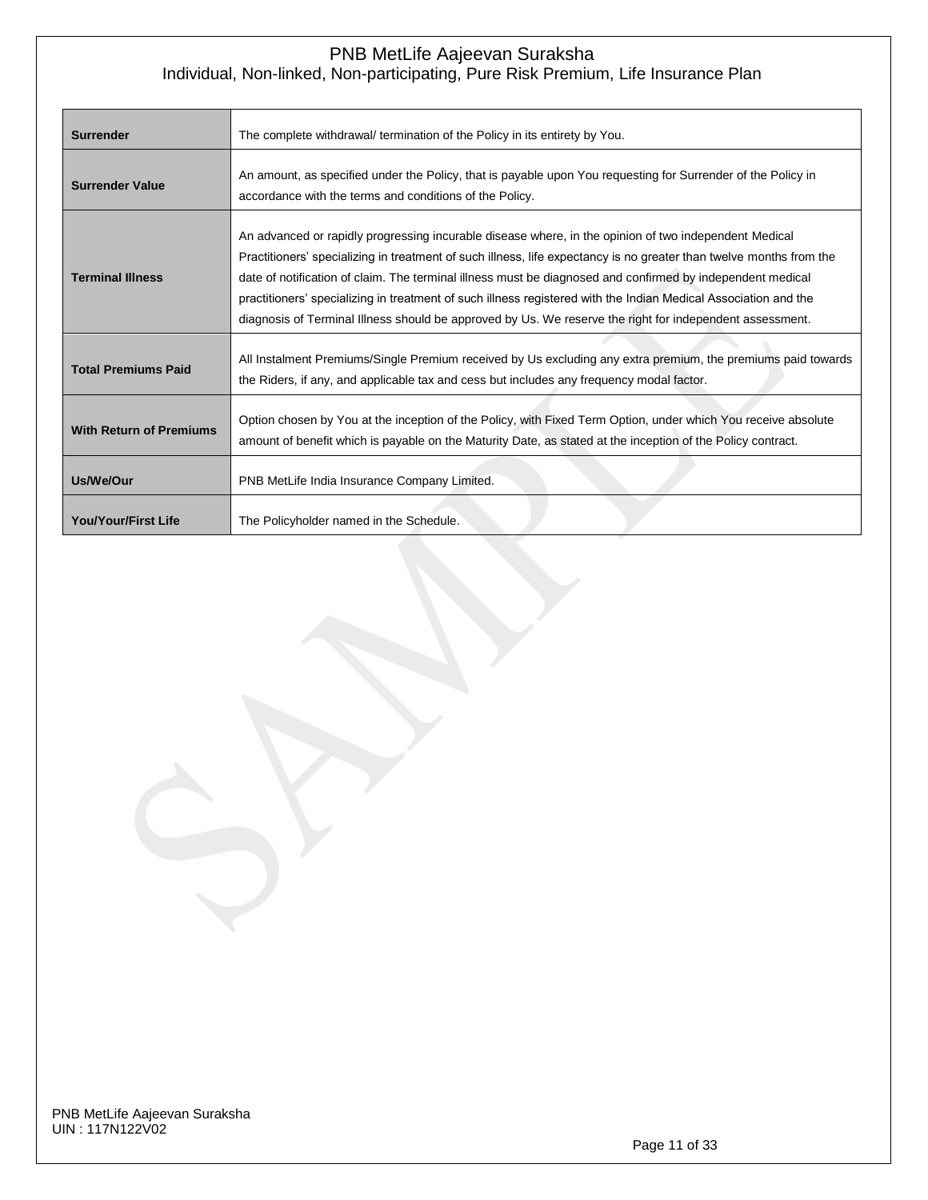| | |
|---|---|
| **Surrender** | The complete withdrawal/ termination of the Policy in its entirety by You. |
| **Surrender Value** | An amount, as specified under the Policy, that is payable upon You requesting for Surrender of the Policy in accordance with the terms and conditions of the Policy. |
| **Terminal Illness** | An advanced or rapidly progressing incurable disease where, in the opinion of two independent Medical Practitioners' specializing in treatment of such illness, life expectancy is no greater than twelve months from the date of notification of claim. The terminal illness must be diagnosed and confirmed by independent medical practitioners' specializing in treatment of such illness registered with the Indian Medical Association and the diagnosis of Terminal Illness should be approved by Us. We reserve the right for independent assessment. |
| **Total Premiums Paid** | All Instalment Premiums/Single Premium received by Us excluding any extra premium, the premiums paid towards the Riders, if any, and applicable tax and cess but includes any frequency modal factor. |
| **With Return of Premiums** | Option chosen by You at the inception of the Policy, with Fixed Term Option, under which You receive absolute amount of benefit which is payable on the Maturity Date, as stated at the inception of the Policy contract. |
| **Us/We/Our** | PNB MetLife India Insurance Company Limited. |
| **You/Your/First Life** | The Policyholder named in the Schedule. |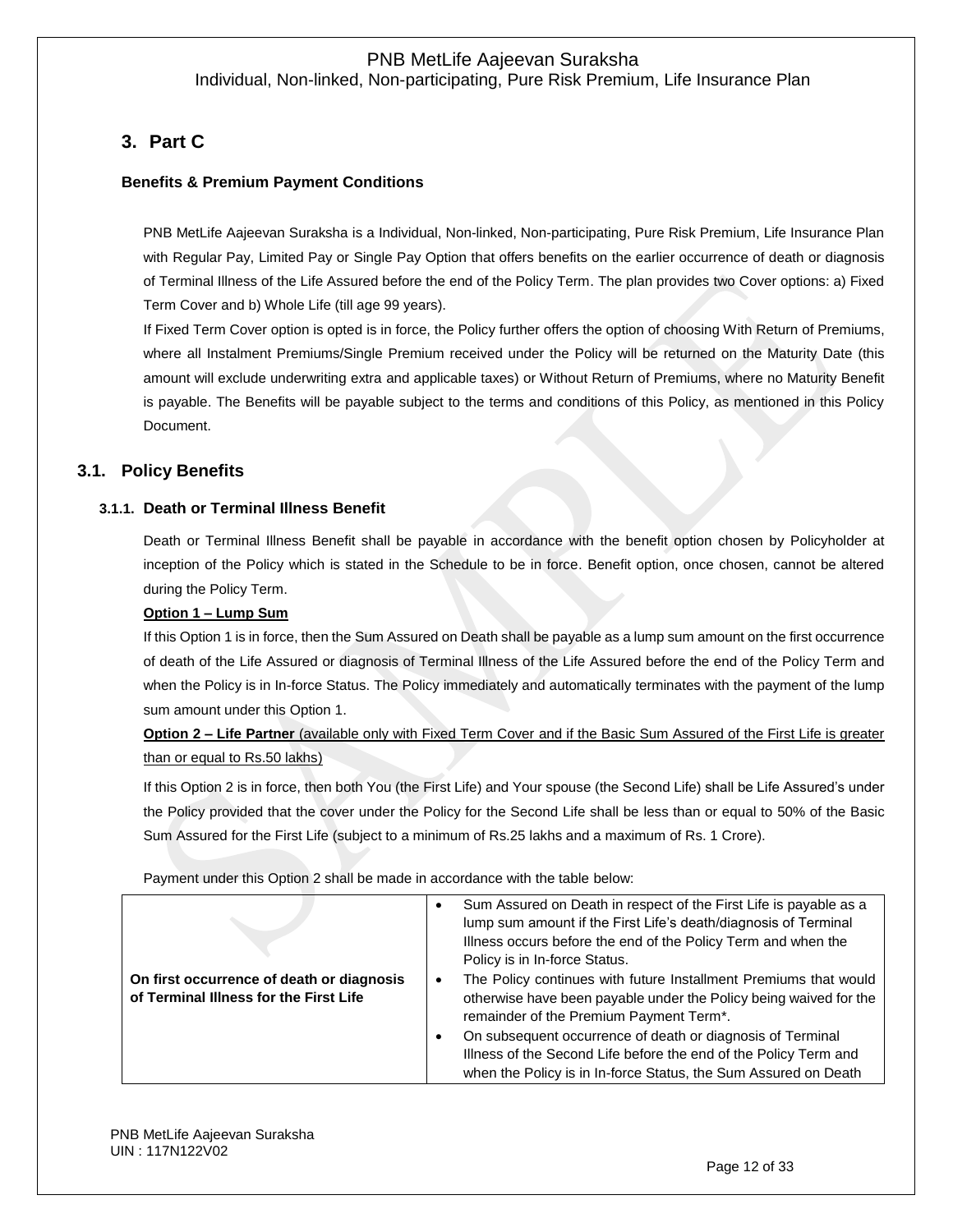## 3. Part C

### Benefits & Premium Payment Conditions

PNB MetLife Aajeevan Suraksha is a Individual, Non-linked, Non-participating, Pure Risk Premium, Life Insurance Plan with Regular Pay, Limited Pay or Single Pay Option that offers benefits on the earlier occurrence of death or diagnosis of Terminal Illness of the Life Assured before the end of the Policy Term. The plan provides two Cover options: a) Fixed Term Cover and b) Whole Life (till age 99 years).

If Fixed Term Cover option is opted is in force, the Policy further offers the option of choosing With Return of Premiums, where all Instalment Premiums/Single Premium received under the Policy will be returned on the Maturity Date (this amount will exclude underwriting extra and applicable taxes) or Without Return of Premiums, where no Maturity Benefit is payable. The Benefits will be payable subject to the terms and conditions of this Policy, as mentioned in this Policy Document.

## 3.1. Policy Benefits

### 3.1.1. Death or Terminal Illness Benefit

Death or Terminal Illness Benefit shall be payable in accordance with the benefit option chosen by Policyholder at inception of the Policy which is stated in the Schedule to be in force. Benefit option, once chosen, cannot be altered during the Policy Term.

**Option 1 – Lump Sum**

If this Option 1 is in force, then the Sum Assured on Death shall be payable as a lump sum amount on the first occurrence of death of the Life Assured or diagnosis of Terminal Illness of the Life Assured before the end of the Policy Term and when the Policy is in In-force Status. The Policy immediately and automatically terminates with the payment of the lump sum amount under this Option 1.

**Option 2 – Life Partner** (available only with Fixed Term Cover and if the Basic Sum Assured of the First Life is greater than or equal to Rs.50 lakhs)

If this Option 2 is in force, then both You (the First Life) and Your spouse (the Second Life) shall be Life Assured's under the Policy provided that the cover under the Policy for the Second Life shall be less than or equal to 50% of the Basic Sum Assured for the First Life (subject to a minimum of Rs.25 lakhs and a maximum of Rs. 1 Crore).

Payment under this Option 2 shall be made in accordance with the table below:

| | |
|---|---|
| **On first occurrence of death or diagnosis of Terminal Illness for the First Life** | • Sum Assured on Death in respect of the First Life is payable as a lump sum amount if the First Life's death/diagnosis of Terminal Illness occurs before the end of the Policy Term and when the Policy is in In-force Status.<br>• The Policy continues with future Installment Premiums that would otherwise have been payable under the Policy being waived for the remainder of the Premium Payment Term*.<br>• On subsequent occurrence of death or diagnosis of Terminal Illness of the Second Life before the end of the Policy Term and when the Policy is in In-force Status, the Sum Assured on Death |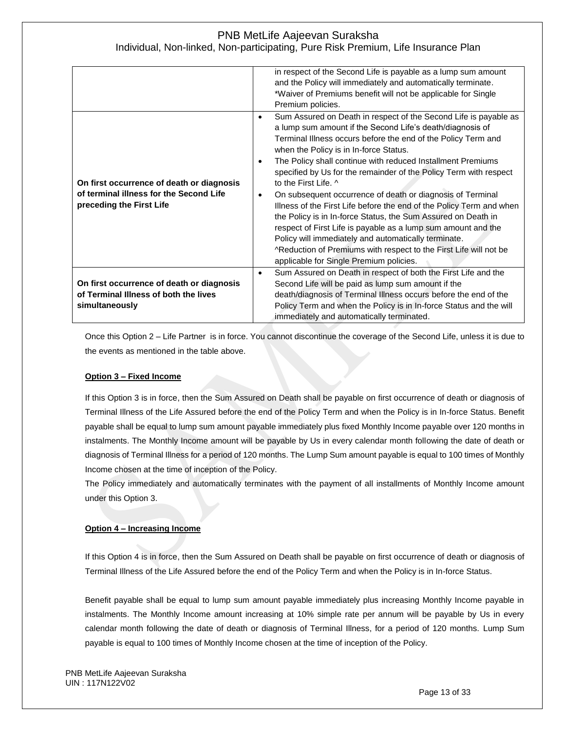| | |
|---|---|
| | in respect of the Second Life is payable as a lump sum amount and the Policy will immediately and automatically terminate.<br>*Waiver of Premiums benefit will not be applicable for Single Premium policies. |
| **On first occurrence of death or diagnosis of terminal illness for the Second Life preceding the First Life** | • Sum Assured on Death in respect of the Second Life is payable as a lump sum amount if the Second Life's death/diagnosis of Terminal Illness occurs before the end of the Policy Term and when the Policy is in In-force Status.<br>• The Policy shall continue with reduced Installment Premiums specified by Us for the remainder of the Policy Term with respect to the First Life. ^<br>• On subsequent occurrence of death or diagnosis of Terminal Illness of the First Life before the end of the Policy Term and when the Policy is in In-force Status, the Sum Assured on Death in respect of First Life is payable as a lump sum amount and the Policy will immediately and automatically terminate.<br>^Reduction of Premiums with respect to the First Life will not be applicable for Single Premium policies. |
| **On first occurrence of death or diagnosis of Terminal Illness of both the lives simultaneously** | • Sum Assured on Death in respect of both the First Life and the Second Life will be paid as lump sum amount if the death/diagnosis of Terminal Illness occurs before the end of the Policy Term and when the Policy is in In-force Status and the will immediately and automatically terminated. |

Once this Option 2 – Life Partner is in force. You cannot discontinue the coverage of the Second Life, unless it is due to the events as mentioned in the table above.

**Option 3 – Fixed Income**

If this Option 3 is in force, then the Sum Assured on Death shall be payable on first occurrence of death or diagnosis of Terminal Illness of the Life Assured before the end of the Policy Term and when the Policy is in In-force Status. Benefit payable shall be equal to lump sum amount payable immediately plus fixed Monthly Income payable over 120 months in instalments. The Monthly Income amount will be payable by Us in every calendar month following the date of death or diagnosis of Terminal Illness for a period of 120 months. The Lump Sum amount payable is equal to 100 times of Monthly Income chosen at the time of inception of the Policy.

The Policy immediately and automatically terminates with the payment of all installments of Monthly Income amount under this Option 3.

**Option 4 – Increasing Income**

If this Option 4 is in force, then the Sum Assured on Death shall be payable on first occurrence of death or diagnosis of Terminal Illness of the Life Assured before the end of the Policy Term and when the Policy is in In-force Status.

Benefit payable shall be equal to lump sum amount payable immediately plus increasing Monthly Income payable in instalments. The Monthly Income amount increasing at 10% simple rate per annum will be payable by Us in every calendar month following the date of death or diagnosis of Terminal Illness, for a period of 120 months. Lump Sum payable is equal to 100 times of Monthly Income chosen at the time of inception of the Policy.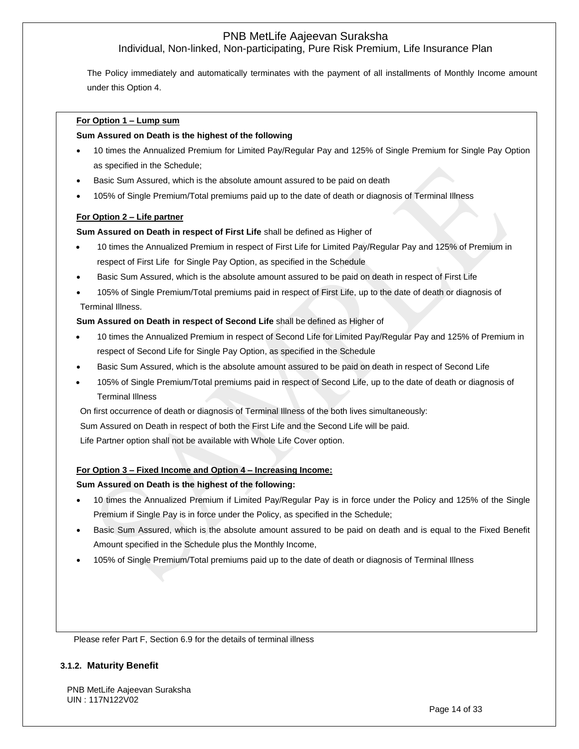The Policy immediately and automatically terminates with the payment of all installments of Monthly Income amount under this Option 4.

**For Option 1 – Lump sum**

**Sum Assured on Death is the highest of the following**

- 10 times the Annualized Premium for Limited Pay/Regular Pay and 125% of Single Premium for Single Pay Option as specified in the Schedule;
- Basic Sum Assured, which is the absolute amount assured to be paid on death
- 105% of Single Premium/Total premiums paid up to the date of death or diagnosis of Terminal Illness

**For Option 2 – Life partner**

**Sum Assured on Death in respect of First Life** shall be defined as Higher of

- 10 times the Annualized Premium in respect of First Life for Limited Pay/Regular Pay and 125% of Premium in respect of First Life for Single Pay Option, as specified in the Schedule
- Basic Sum Assured, which is the absolute amount assured to be paid on death in respect of First Life
- 105% of Single Premium/Total premiums paid in respect of First Life, up to the date of death or diagnosis of Terminal Illness.

**Sum Assured on Death in respect of Second Life** shall be defined as Higher of

- 10 times the Annualized Premium in respect of Second Life for Limited Pay/Regular Pay and 125% of Premium in respect of Second Life for Single Pay Option, as specified in the Schedule
- Basic Sum Assured, which is the absolute amount assured to be paid on death in respect of Second Life
- 105% of Single Premium/Total premiums paid in respect of Second Life, up to the date of death or diagnosis of Terminal Illness

On first occurrence of death or diagnosis of Terminal Illness of the both lives simultaneously:

Sum Assured on Death in respect of both the First Life and the Second Life will be paid.

Life Partner option shall not be available with Whole Life Cover option.

**For Option 3 – Fixed Income and Option 4 – Increasing Income:**

**Sum Assured on Death is the highest of the following:**

- 10 times the Annualized Premium if Limited Pay/Regular Pay is in force under the Policy and 125% of the Single Premium if Single Pay is in force under the Policy, as specified in the Schedule;
- Basic Sum Assured, which is the absolute amount assured to be paid on death and is equal to the Fixed Benefit Amount specified in the Schedule plus the Monthly Income,
- 105% of Single Premium/Total premiums paid up to the date of death or diagnosis of Terminal Illness

Please refer Part F, Section 6.9 for the details of terminal illness

### 3.1.2. Maturity Benefit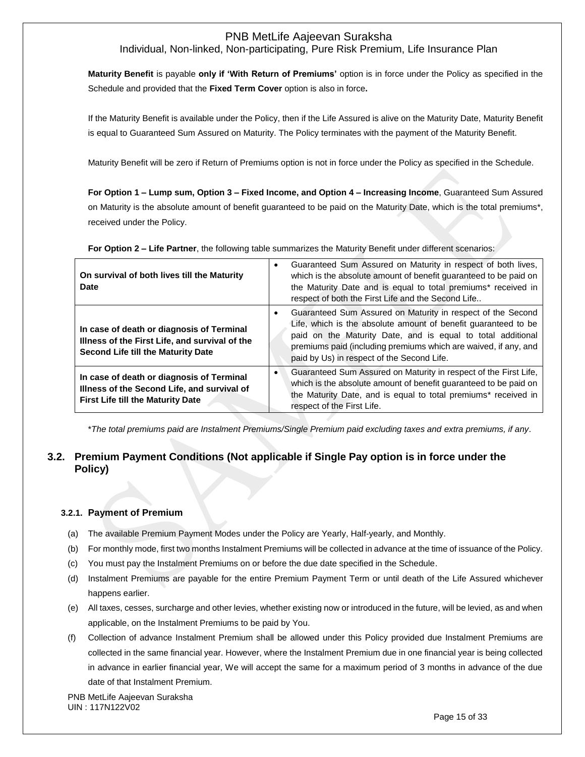**Maturity Benefit** is payable **only if 'With Return of Premiums'** option is in force under the Policy as specified in the Schedule and provided that the **Fixed Term Cover** option is also in force**.**

If the Maturity Benefit is available under the Policy, then if the Life Assured is alive on the Maturity Date, Maturity Benefit is equal to Guaranteed Sum Assured on Maturity. The Policy terminates with the payment of the Maturity Benefit.

Maturity Benefit will be zero if Return of Premiums option is not in force under the Policy as specified in the Schedule.

**For Option 1 – Lump sum, Option 3 – Fixed Income, and Option 4 – Increasing Income**, Guaranteed Sum Assured on Maturity is the absolute amount of benefit guaranteed to be paid on the Maturity Date, which is the total premiums*, received under the Policy.

**For Option 2 – Life Partner**, the following table summarizes the Maturity Benefit under different scenarios:

| | |
|---|---|
| **On survival of both lives till the Maturity Date** | • Guaranteed Sum Assured on Maturity in respect of both lives, which is the absolute amount of benefit guaranteed to be paid on the Maturity Date and is equal to total premiums* received in respect of both the First Life and the Second Life.. |
| **In case of death or diagnosis of Terminal Illness of the First Life, and survival of the Second Life till the Maturity Date** | • Guaranteed Sum Assured on Maturity in respect of the Second Life, which is the absolute amount of benefit guaranteed to be paid on the Maturity Date, and is equal to total additional premiums paid (including premiums which are waived, if any, and paid by Us) in respect of the Second Life. |
| **In case of death or diagnosis of Terminal Illness of the Second Life, and survival of First Life till the Maturity Date** | • Guaranteed Sum Assured on Maturity in respect of the First Life, which is the absolute amount of benefit guaranteed to be paid on the Maturity Date, and is equal to total premiums* received in respect of the First Life. |

**The total premiums paid are Instalment Premiums/Single Premium paid excluding taxes and extra premiums, if any*.

## 3.2. Premium Payment Conditions (Not applicable if Single Pay option is in force under the Policy)

### 3.2.1. Payment of Premium

(a) The available Premium Payment Modes under the Policy are Yearly, Half-yearly, and Monthly.

(b) For monthly mode, first two months Instalment Premiums will be collected in advance at the time of issuance of the Policy.

(c) You must pay the Instalment Premiums on or before the due date specified in the Schedule.

(d) Instalment Premiums are payable for the entire Premium Payment Term or until death of the Life Assured whichever happens earlier.

(e) All taxes, cesses, surcharge and other levies, whether existing now or introduced in the future, will be levied, as and when applicable, on the Instalment Premiums to be paid by You.

(f) Collection of advance Instalment Premium shall be allowed under this Policy provided due Instalment Premiums are collected in the same financial year. However, where the Instalment Premium due in one financial year is being collected in advance in earlier financial year, We will accept the same for a maximum period of 3 months in advance of the due date of that Instalment Premium.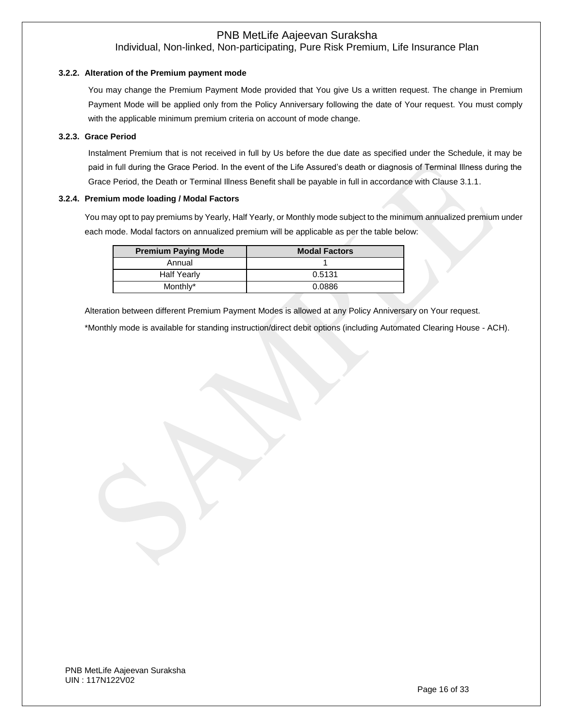#### 3.2.2. Alteration of the Premium payment mode

You may change the Premium Payment Mode provided that You give Us a written request. The change in Premium Payment Mode will be applied only from the Policy Anniversary following the date of Your request. You must comply with the applicable minimum premium criteria on account of mode change.

#### 3.2.3. Grace Period

Instalment Premium that is not received in full by Us before the due date as specified under the Schedule, it may be paid in full during the Grace Period. In the event of the Life Assured's death or diagnosis of Terminal Illness during the Grace Period, the Death or Terminal Illness Benefit shall be payable in full in accordance with Clause 3.1.1.

#### 3.2.4. Premium mode loading / Modal Factors

You may opt to pay premiums by Yearly, Half Yearly, or Monthly mode subject to the minimum annualized premium under each mode. Modal factors on annualized premium will be applicable as per the table below:

| Premium Paying Mode | Modal Factors |
|---|---|
| Annual | 1 |
| Half Yearly | 0.5131 |
| Monthly* | 0.0886 |

Alteration between different Premium Payment Modes is allowed at any Policy Anniversary on Your request.

*Monthly mode is available for standing instruction/direct debit options (including Automated Clearing House - ACH).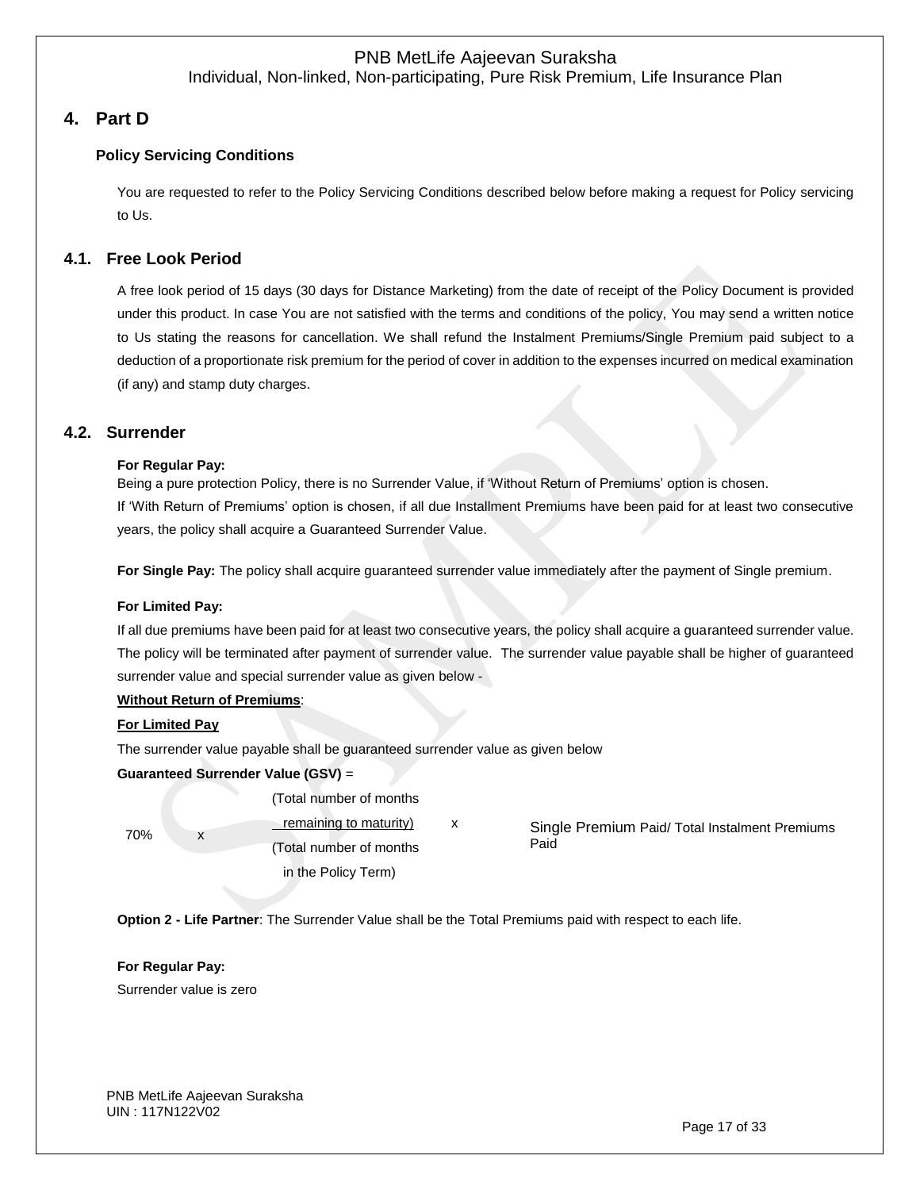## 4. Part D

### Policy Servicing Conditions

You are requested to refer to the Policy Servicing Conditions described below before making a request for Policy servicing to Us.

### 4.1. Free Look Period

A free look period of 15 days (30 days for Distance Marketing) from the date of receipt of the Policy Document is provided under this product. In case You are not satisfied with the terms and conditions of the policy, You may send a written notice to Us stating the reasons for cancellation. We shall refund the Instalment Premiums/Single Premium paid subject to a deduction of a proportionate risk premium for the period of cover in addition to the expenses incurred on medical examination (if any) and stamp duty charges.

### 4.2. Surrender

**For Regular Pay:**
Being a pure protection Policy, there is no Surrender Value, if 'Without Return of Premiums' option is chosen.
If 'With Return of Premiums' option is chosen, if all due Installment Premiums have been paid for at least two consecutive years, the policy shall acquire a Guaranteed Surrender Value.

**For Single Pay:** The policy shall acquire guaranteed surrender value immediately after the payment of Single premium.

**For Limited Pay:**

If all due premiums have been paid for at least two consecutive years, the policy shall acquire a guaranteed surrender value. The policy will be terminated after payment of surrender value. The surrender value payable shall be higher of guaranteed surrender value and special surrender value as given below -

**Without Return of Premiums**:

**For Limited Pay**

The surrender value payable shall be guaranteed surrender value as given below

**Guaranteed Surrender Value (GSV)** =

$$70\% \times \frac{\text{(Total number of months remaining to maturity)}}{\text{(Total number of months in the Policy Term)}} \times \text{Single Premium Paid/ Total Instalment Premiums Paid}$$

**Option 2 - Life Partner**: The Surrender Value shall be the Total Premiums paid with respect to each life.

**For Regular Pay:**

Surrender value is zero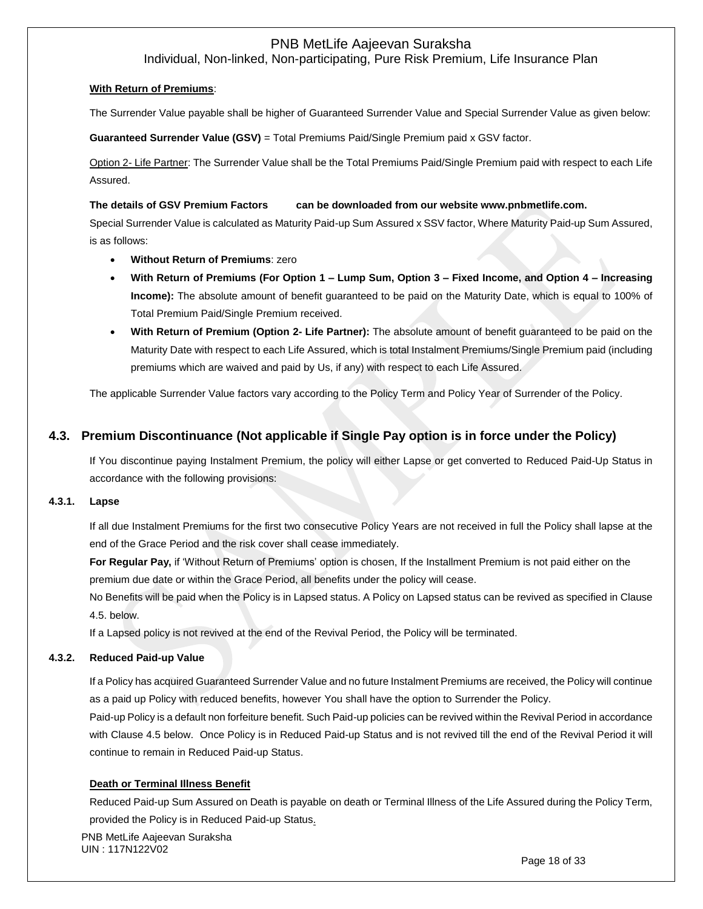**With Return of Premiums**:

The Surrender Value payable shall be higher of Guaranteed Surrender Value and Special Surrender Value as given below:

**Guaranteed Surrender Value (GSV)** = Total Premiums Paid/Single Premium paid x GSV factor.

Option 2- Life Partner: The Surrender Value shall be the Total Premiums Paid/Single Premium paid with respect to each Life Assured.

**The details of GSV Premium Factors can be downloaded from our website www.pnbmetlife.com.**

Special Surrender Value is calculated as Maturity Paid-up Sum Assured x SSV factor, Where Maturity Paid-up Sum Assured, is as follows:

- **Without Return of Premiums**: zero
- **With Return of Premiums (For Option 1 – Lump Sum, Option 3 – Fixed Income, and Option 4 – Increasing Income):** The absolute amount of benefit guaranteed to be paid on the Maturity Date, which is equal to 100% of Total Premium Paid/Single Premium received.
- **With Return of Premium (Option 2- Life Partner):** The absolute amount of benefit guaranteed to be paid on the Maturity Date with respect to each Life Assured, which is total Instalment Premiums/Single Premium paid (including premiums which are waived and paid by Us, if any) with respect to each Life Assured.

The applicable Surrender Value factors vary according to the Policy Term and Policy Year of Surrender of the Policy.

## 4.3. Premium Discontinuance (Not applicable if Single Pay option is in force under the Policy)

If You discontinue paying Instalment Premium, the policy will either Lapse or get converted to Reduced Paid-Up Status in accordance with the following provisions:

### 4.3.1. Lapse

If all due Instalment Premiums for the first two consecutive Policy Years are not received in full the Policy shall lapse at the end of the Grace Period and the risk cover shall cease immediately.

**For Regular Pay,** if 'Without Return of Premiums' option is chosen, If the Installment Premium is not paid either on the premium due date or within the Grace Period, all benefits under the policy will cease.

No Benefits will be paid when the Policy is in Lapsed status. A Policy on Lapsed status can be revived as specified in Clause 4.5. below.

If a Lapsed policy is not revived at the end of the Revival Period, the Policy will be terminated.

### 4.3.2. Reduced Paid-up Value

If a Policy has acquired Guaranteed Surrender Value and no future Instalment Premiums are received, the Policy will continue as a paid up Policy with reduced benefits, however You shall have the option to Surrender the Policy.

Paid-up Policy is a default non forfeiture benefit. Such Paid-up policies can be revived within the Revival Period in accordance with Clause 4.5 below. Once Policy is in Reduced Paid-up Status and is not revived till the end of the Revival Period it will continue to remain in Reduced Paid-up Status.

**Death or Terminal Illness Benefit**

Reduced Paid-up Sum Assured on Death is payable on death or Terminal Illness of the Life Assured during the Policy Term, provided the Policy is in Reduced Paid-up Status.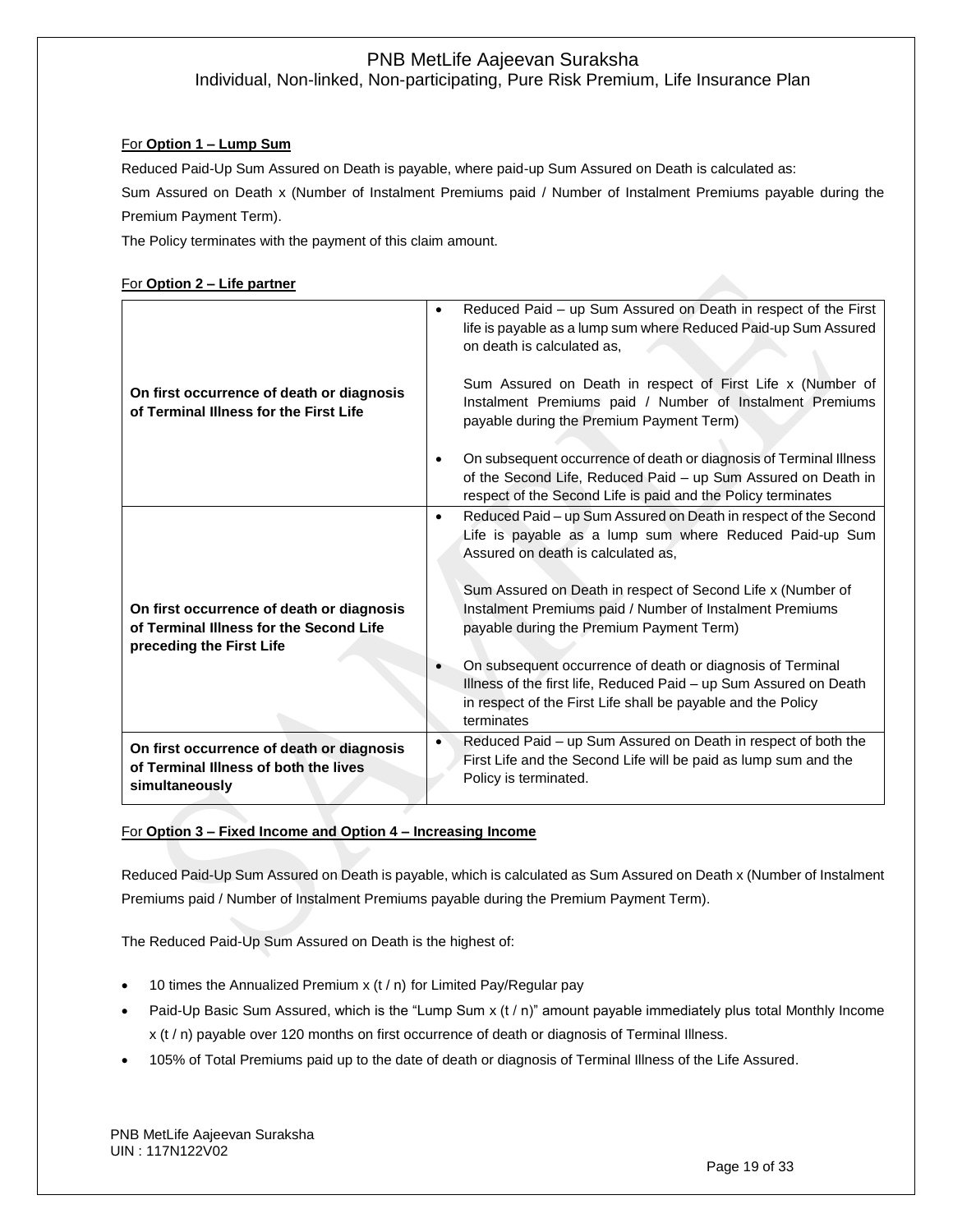For **Option 1 – Lump Sum**

Reduced Paid-Up Sum Assured on Death is payable, where paid-up Sum Assured on Death is calculated as:

Sum Assured on Death x (Number of Instalment Premiums paid / Number of Instalment Premiums payable during the Premium Payment Term).

The Policy terminates with the payment of this claim amount.

For **Option 2 – Life partner**

| | |
|---|---|
| **On first occurrence of death or diagnosis of Terminal Illness for the First Life** | • Reduced Paid – up Sum Assured on Death in respect of the First life is payable as a lump sum where Reduced Paid-up Sum Assured on death is calculated as,<br><br>Sum Assured on Death in respect of First Life x (Number of Instalment Premiums paid / Number of Instalment Premiums payable during the Premium Payment Term)<br><br>• On subsequent occurrence of death or diagnosis of Terminal Illness of the Second Life, Reduced Paid – up Sum Assured on Death in respect of the Second Life is paid and the Policy terminates |
| **On first occurrence of death or diagnosis of Terminal Illness for the Second Life preceding the First Life** | • Reduced Paid – up Sum Assured on Death in respect of the Second Life is payable as a lump sum where Reduced Paid-up Sum Assured on death is calculated as,<br><br>Sum Assured on Death in respect of Second Life x (Number of Instalment Premiums paid / Number of Instalment Premiums payable during the Premium Payment Term)<br><br>• On subsequent occurrence of death or diagnosis of Terminal Illness of the first life, Reduced Paid – up Sum Assured on Death in respect of the First Life shall be payable and the Policy terminates |
| **On first occurrence of death or diagnosis of Terminal Illness of both the lives simultaneously** | • Reduced Paid – up Sum Assured on Death in respect of both the First Life and the Second Life will be paid as lump sum and the Policy is terminated. |

For **Option 3 – Fixed Income and Option 4 – Increasing Income**

Reduced Paid-Up Sum Assured on Death is payable, which is calculated as Sum Assured on Death x (Number of Instalment Premiums paid / Number of Instalment Premiums payable during the Premium Payment Term).

The Reduced Paid-Up Sum Assured on Death is the highest of:

- 10 times the Annualized Premium x (t / n) for Limited Pay/Regular pay
- Paid-Up Basic Sum Assured, which is the "Lump Sum x (t / n)" amount payable immediately plus total Monthly Income x (t / n) payable over 120 months on first occurrence of death or diagnosis of Terminal Illness.
- 105% of Total Premiums paid up to the date of death or diagnosis of Terminal Illness of the Life Assured.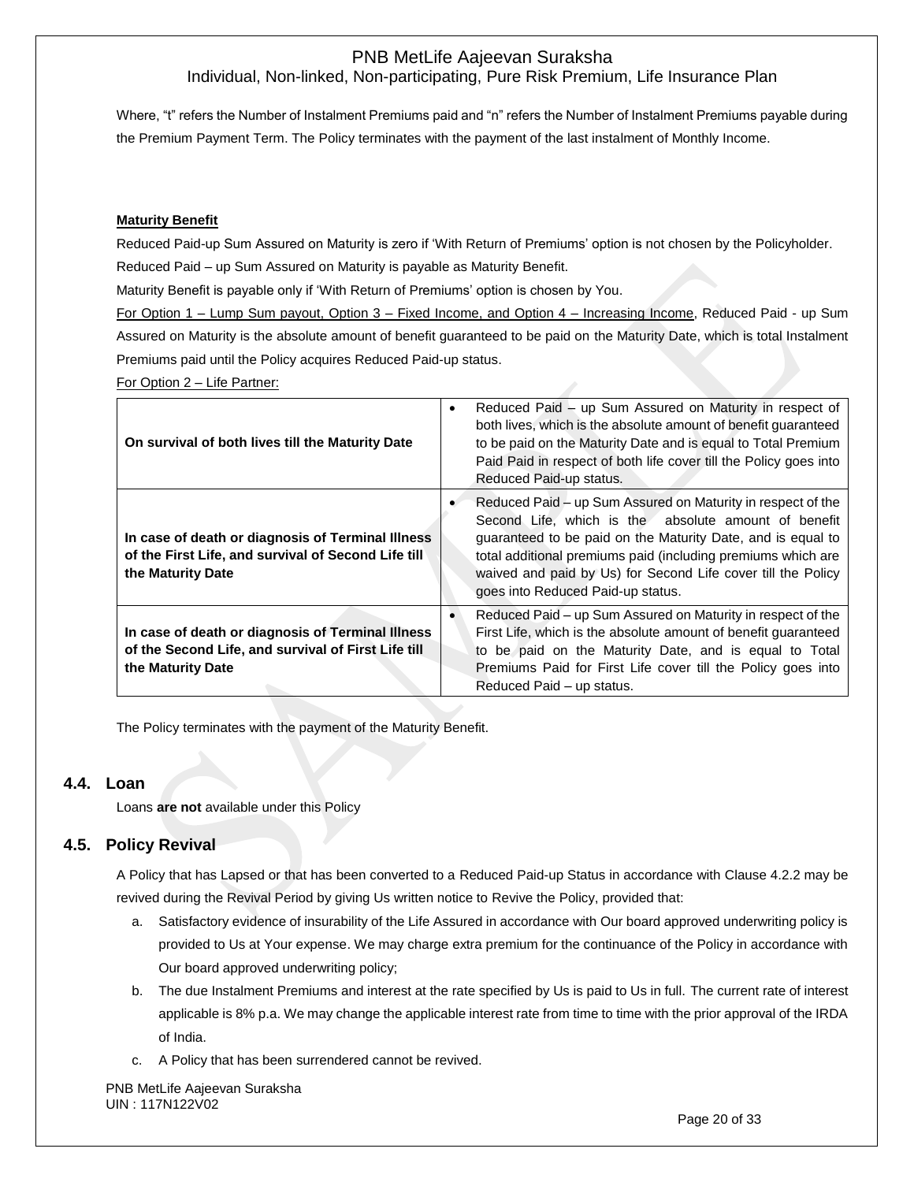Where, "t" refers the Number of Instalment Premiums paid and "n" refers the Number of Instalment Premiums payable during the Premium Payment Term. The Policy terminates with the payment of the last instalment of Monthly Income.

**Maturity Benefit**

Reduced Paid-up Sum Assured on Maturity is zero if 'With Return of Premiums' option is not chosen by the Policyholder.

Reduced Paid – up Sum Assured on Maturity is payable as Maturity Benefit.

Maturity Benefit is payable only if 'With Return of Premiums' option is chosen by You.

For Option 1 – Lump Sum payout, Option 3 – Fixed Income, and Option 4 – Increasing Income, Reduced Paid - up Sum Assured on Maturity is the absolute amount of benefit guaranteed to be paid on the Maturity Date, which is total Instalment Premiums paid until the Policy acquires Reduced Paid-up status.

For Option 2 – Life Partner:

| | |
|---|---|
| **On survival of both lives till the Maturity Date** | • Reduced Paid – up Sum Assured on Maturity in respect of both lives, which is the absolute amount of benefit guaranteed to be paid on the Maturity Date and is equal to Total Premium Paid Paid in respect of both life cover till the Policy goes into Reduced Paid-up status. |
| **In case of death or diagnosis of Terminal Illness of the First Life, and survival of Second Life till the Maturity Date** | • Reduced Paid – up Sum Assured on Maturity in respect of the Second Life, which is the absolute amount of benefit guaranteed to be paid on the Maturity Date, and is equal to total additional premiums paid (including premiums which are waived and paid by Us) for Second Life cover till the Policy goes into Reduced Paid-up status. |
| **In case of death or diagnosis of Terminal Illness of the Second Life, and survival of First Life till the Maturity Date** | • Reduced Paid – up Sum Assured on Maturity in respect of the First Life, which is the absolute amount of benefit guaranteed to be paid on the Maturity Date, and is equal to Total Premiums Paid for First Life cover till the Policy goes into Reduced Paid – up status. |

The Policy terminates with the payment of the Maturity Benefit.

## 4.4. Loan

Loans **are not** available under this Policy

## 4.5. Policy Revival

A Policy that has Lapsed or that has been converted to a Reduced Paid-up Status in accordance with Clause 4.2.2 may be revived during the Revival Period by giving Us written notice to Revive the Policy, provided that:

a. Satisfactory evidence of insurability of the Life Assured in accordance with Our board approved underwriting policy is provided to Us at Your expense. We may charge extra premium for the continuance of the Policy in accordance with Our board approved underwriting policy;

b. The due Instalment Premiums and interest at the rate specified by Us is paid to Us in full. The current rate of interest applicable is 8% p.a. We may change the applicable interest rate from time to time with the prior approval of the IRDA of India.

c. A Policy that has been surrendered cannot be revived.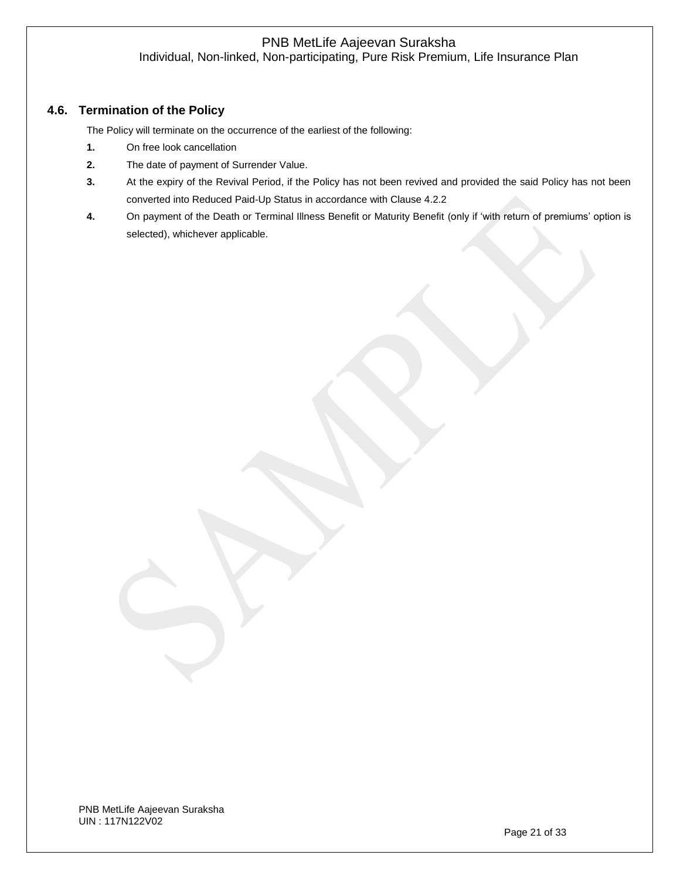### 4.6. Termination of the Policy

The Policy will terminate on the occurrence of the earliest of the following:

1. On free look cancellation
2. The date of payment of Surrender Value.
3. At the expiry of the Revival Period, if the Policy has not been revived and provided the said Policy has not been converted into Reduced Paid-Up Status in accordance with Clause 4.2.2
4. On payment of the Death or Terminal Illness Benefit or Maturity Benefit (only if 'with return of premiums' option is selected), whichever applicable.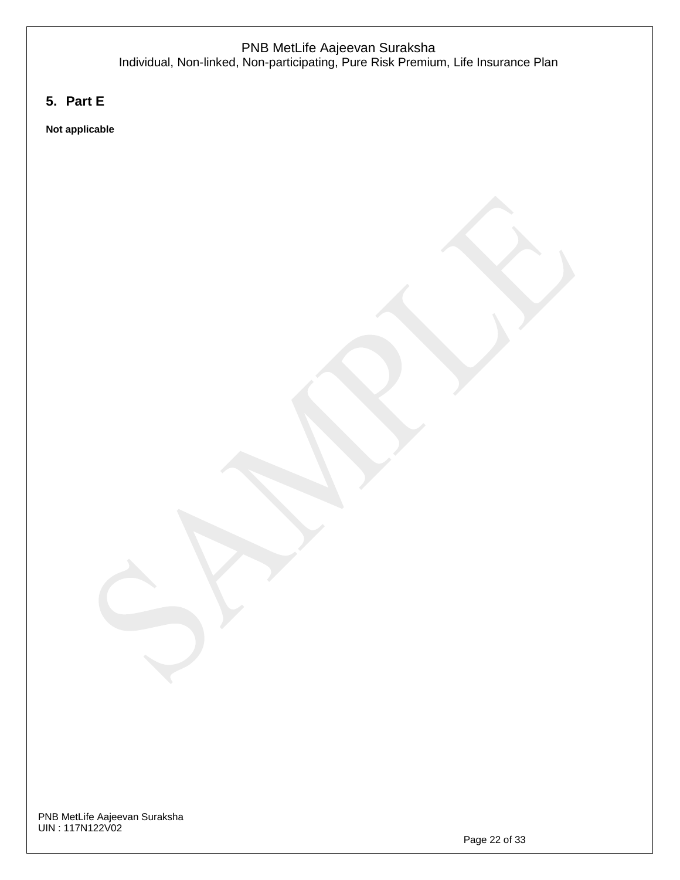## 5. Part E

**Not applicable**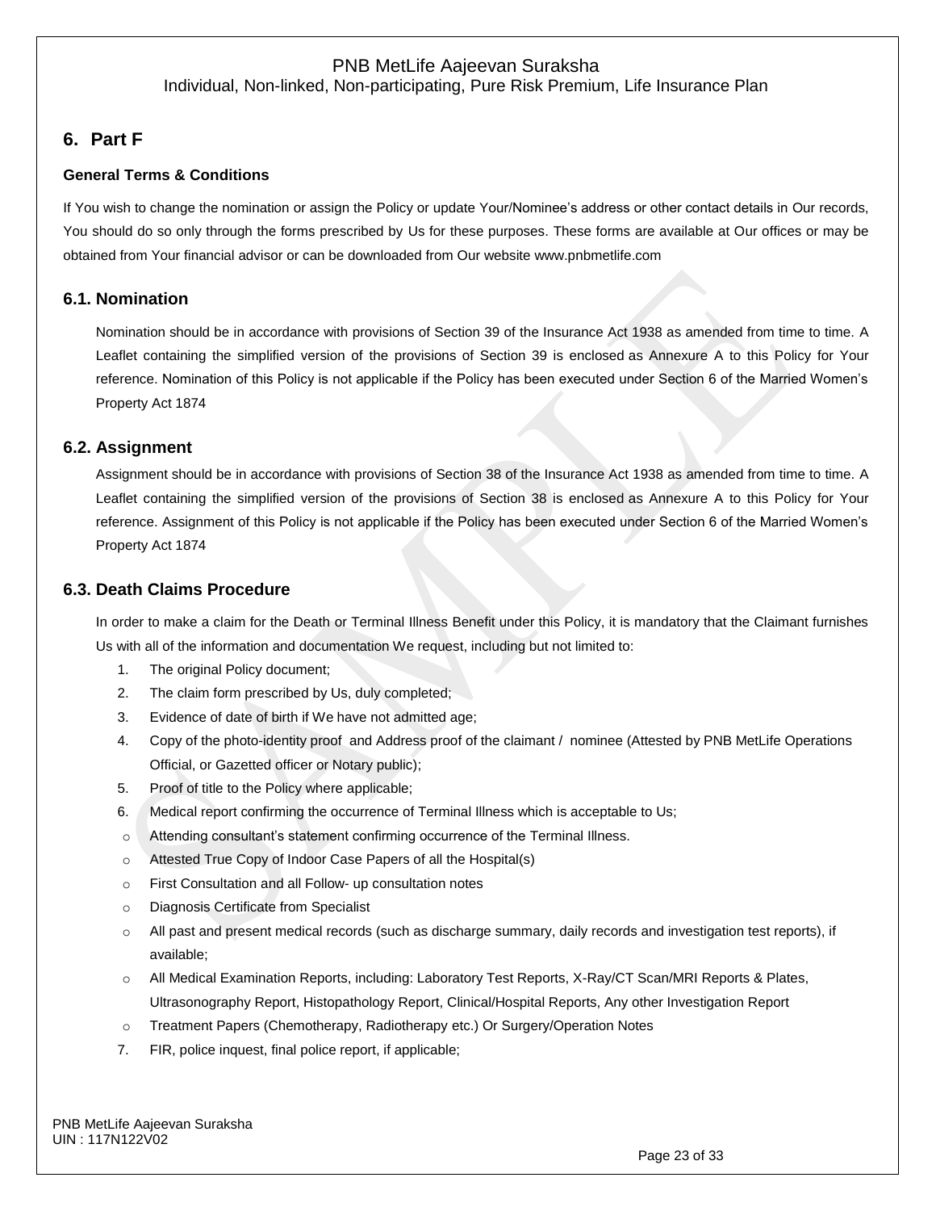## 6. Part F

**General Terms & Conditions**

If You wish to change the nomination or assign the Policy or update Your/Nominee's address or other contact details in Our records, You should do so only through the forms prescribed by Us for these purposes. These forms are available at Our offices or may be obtained from Your financial advisor or can be downloaded from Our website www.pnbmetlife.com

### 6.1. Nomination

Nomination should be in accordance with provisions of Section 39 of the Insurance Act 1938 as amended from time to time. A Leaflet containing the simplified version of the provisions of Section 39 is enclosed as Annexure A to this Policy for Your reference. Nomination of this Policy is not applicable if the Policy has been executed under Section 6 of the Married Women's Property Act 1874

### 6.2. Assignment

Assignment should be in accordance with provisions of Section 38 of the Insurance Act 1938 as amended from time to time. A Leaflet containing the simplified version of the provisions of Section 38 is enclosed as Annexure A to this Policy for Your reference. Assignment of this Policy is not applicable if the Policy has been executed under Section 6 of the Married Women's Property Act 1874

### 6.3. Death Claims Procedure

In order to make a claim for the Death or Terminal Illness Benefit under this Policy, it is mandatory that the Claimant furnishes Us with all of the information and documentation We request, including but not limited to:

1. The original Policy document;
2. The claim form prescribed by Us, duly completed;
3. Evidence of date of birth if We have not admitted age;
4. Copy of the photo-identity proof and Address proof of the claimant / nominee (Attested by PNB MetLife Operations Official, or Gazetted officer or Notary public);
5. Proof of title to the Policy where applicable;
6. Medical report confirming the occurrence of Terminal Illness which is acceptable to Us;
   - Attending consultant's statement confirming occurrence of the Terminal Illness.
   - Attested True Copy of Indoor Case Papers of all the Hospital(s)
   - First Consultation and all Follow- up consultation notes
   - Diagnosis Certificate from Specialist
   - All past and present medical records (such as discharge summary, daily records and investigation test reports), if available;
   - All Medical Examination Reports, including: Laboratory Test Reports, X-Ray/CT Scan/MRI Reports & Plates, Ultrasonography Report, Histopathology Report, Clinical/Hospital Reports, Any other Investigation Report
   - Treatment Papers (Chemotherapy, Radiotherapy etc.) Or Surgery/Operation Notes
7. FIR, police inquest, final police report, if applicable;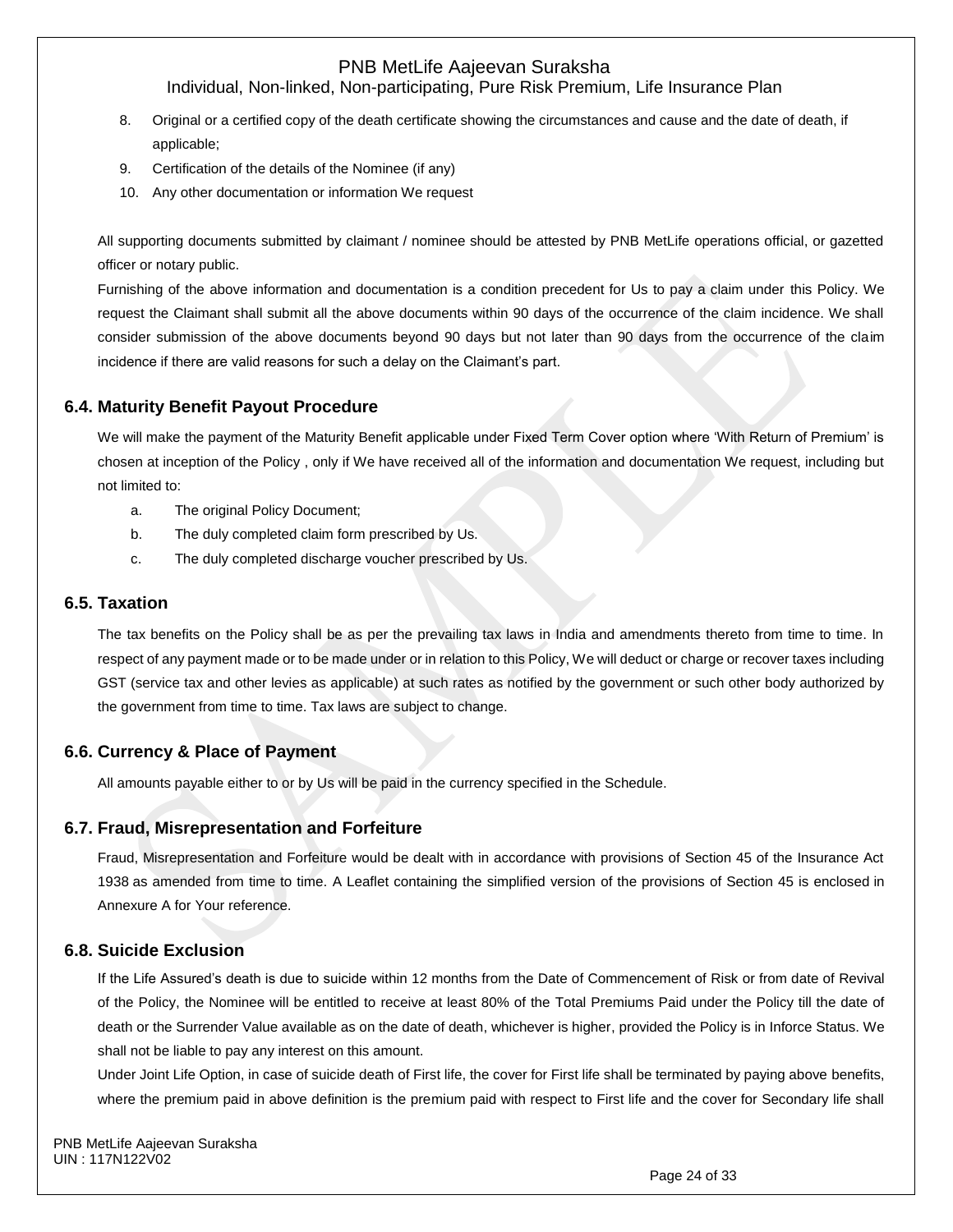8. Original or a certified copy of the death certificate showing the circumstances and cause and the date of death, if applicable;
9. Certification of the details of the Nominee (if any)
10. Any other documentation or information We request

All supporting documents submitted by claimant / nominee should be attested by PNB MetLife operations official, or gazetted officer or notary public.

Furnishing of the above information and documentation is a condition precedent for Us to pay a claim under this Policy. We request the Claimant shall submit all the above documents within 90 days of the occurrence of the claim incidence. We shall consider submission of the above documents beyond 90 days but not later than 90 days from the occurrence of the claim incidence if there are valid reasons for such a delay on the Claimant's part.

### 6.4. Maturity Benefit Payout Procedure

We will make the payment of the Maturity Benefit applicable under Fixed Term Cover option where 'With Return of Premium' is chosen at inception of the Policy , only if We have received all of the information and documentation We request, including but not limited to:

a. The original Policy Document;
b. The duly completed claim form prescribed by Us.
c. The duly completed discharge voucher prescribed by Us.

### 6.5. Taxation

The tax benefits on the Policy shall be as per the prevailing tax laws in India and amendments thereto from time to time. In respect of any payment made or to be made under or in relation to this Policy, We will deduct or charge or recover taxes including GST (service tax and other levies as applicable) at such rates as notified by the government or such other body authorized by the government from time to time. Tax laws are subject to change.

### 6.6. Currency & Place of Payment

All amounts payable either to or by Us will be paid in the currency specified in the Schedule.

### 6.7. Fraud, Misrepresentation and Forfeiture

Fraud, Misrepresentation and Forfeiture would be dealt with in accordance with provisions of Section 45 of the Insurance Act 1938 as amended from time to time. A Leaflet containing the simplified version of the provisions of Section 45 is enclosed in Annexure A for Your reference.

### 6.8. Suicide Exclusion

If the Life Assured's death is due to suicide within 12 months from the Date of Commencement of Risk or from date of Revival of the Policy, the Nominee will be entitled to receive at least 80% of the Total Premiums Paid under the Policy till the date of death or the Surrender Value available as on the date of death, whichever is higher, provided the Policy is in Inforce Status. We shall not be liable to pay any interest on this amount.

Under Joint Life Option, in case of suicide death of First life, the cover for First life shall be terminated by paying above benefits, where the premium paid in above definition is the premium paid with respect to First life and the cover for Secondary life shall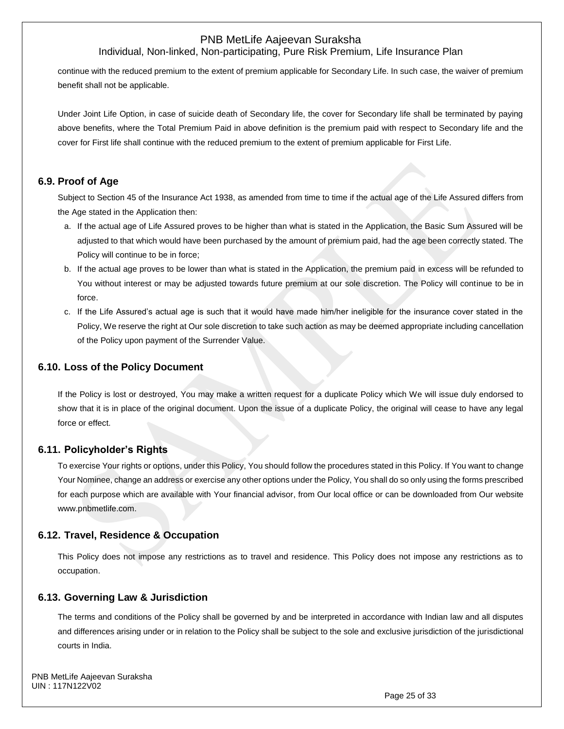continue with the reduced premium to the extent of premium applicable for Secondary Life. In such case, the waiver of premium benefit shall not be applicable.

Under Joint Life Option, in case of suicide death of Secondary life, the cover for Secondary life shall be terminated by paying above benefits, where the Total Premium Paid in above definition is the premium paid with respect to Secondary life and the cover for First life shall continue with the reduced premium to the extent of premium applicable for First Life.

## 6.9. Proof of Age

Subject to Section 45 of the Insurance Act 1938, as amended from time to time if the actual age of the Life Assured differs from the Age stated in the Application then:

a. If the actual age of Life Assured proves to be higher than what is stated in the Application, the Basic Sum Assured will be adjusted to that which would have been purchased by the amount of premium paid, had the age been correctly stated. The Policy will continue to be in force;
b. If the actual age proves to be lower than what is stated in the Application, the premium paid in excess will be refunded to You without interest or may be adjusted towards future premium at our sole discretion. The Policy will continue to be in force.
c. If the Life Assured's actual age is such that it would have made him/her ineligible for the insurance cover stated in the Policy, We reserve the right at Our sole discretion to take such action as may be deemed appropriate including cancellation of the Policy upon payment of the Surrender Value.

## 6.10. Loss of the Policy Document

If the Policy is lost or destroyed, You may make a written request for a duplicate Policy which We will issue duly endorsed to show that it is in place of the original document. Upon the issue of a duplicate Policy, the original will cease to have any legal force or effect.

## 6.11. Policyholder's Rights

To exercise Your rights or options, under this Policy, You should follow the procedures stated in this Policy. If You want to change Your Nominee, change an address or exercise any other options under the Policy, You shall do so only using the forms prescribed for each purpose which are available with Your financial advisor, from Our local office or can be downloaded from Our website www.pnbmetlife.com.

## 6.12. Travel, Residence & Occupation

This Policy does not impose any restrictions as to travel and residence. This Policy does not impose any restrictions as to occupation.

## 6.13. Governing Law & Jurisdiction

The terms and conditions of the Policy shall be governed by and be interpreted in accordance with Indian law and all disputes and differences arising under or in relation to the Policy shall be subject to the sole and exclusive jurisdiction of the jurisdictional courts in India.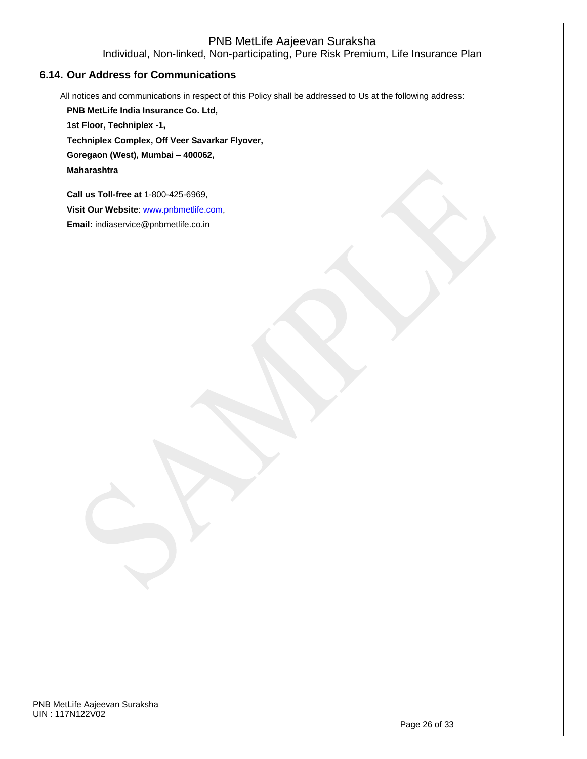## 6.14. Our Address for Communications

All notices and communications in respect of this Policy shall be addressed to Us at the following address:

**PNB MetLife India Insurance Co. Ltd,**
**1st Floor, Techniplex -1,**
**Techniplex Complex, Off Veer Savarkar Flyover,**
**Goregaon (West), Mumbai – 400062,**
**Maharashtra**

**Call us Toll-free at** 1-800-425-6969,
**Visit Our Website**: www.pnbmetlife.com,
**Email:** indiaservice@pnbmetlife.co.in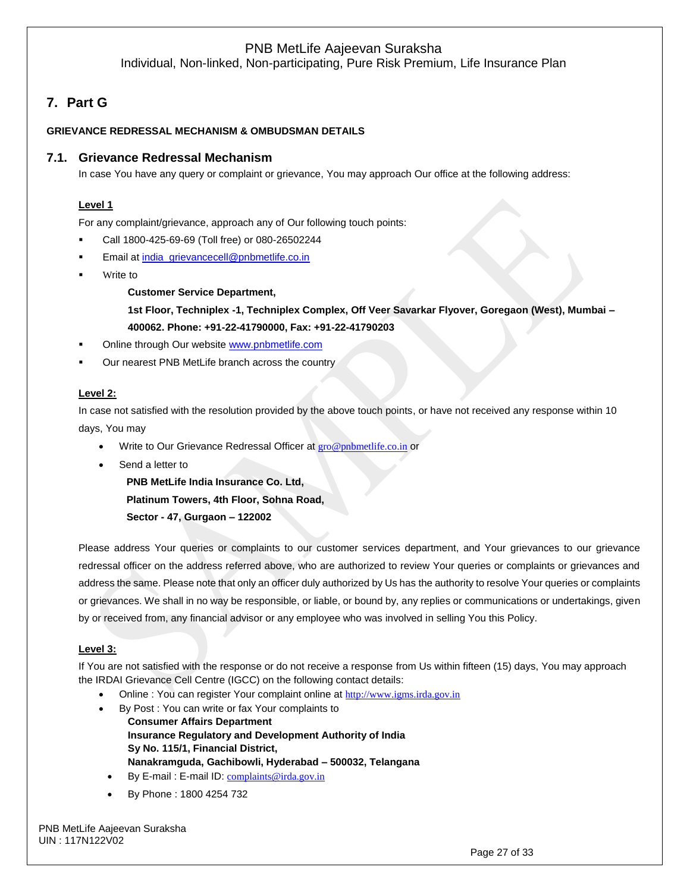## 7. Part G

**GRIEVANCE REDRESSAL MECHANISM & OMBUDSMAN DETAILS**

### 7.1. Grievance Redressal Mechanism

In case You have any query or complaint or grievance, You may approach Our office at the following address:

**Level 1**

For any complaint/grievance, approach any of Our following touch points:

- Call 1800-425-69-69 (Toll free) or 080-26502244
- Email at india_grievancecell@pnbmetlife.co.in
- Write to

  **Customer Service Department,**

  **1st Floor, Techniplex -1, Techniplex Complex, Off Veer Savarkar Flyover, Goregaon (West), Mumbai – 400062. Phone: +91-22-41790000, Fax: +91-22-41790203**
- Online through Our website www.pnbmetlife.com
- Our nearest PNB MetLife branch across the country

**Level 2:**

In case not satisfied with the resolution provided by the above touch points, or have not received any response within 10 days, You may

- Write to Our Grievance Redressal Officer at gro@pnbmetlife.co.in or
- Send a letter to

  **PNB MetLife India Insurance Co. Ltd,**
  **Platinum Towers, 4th Floor, Sohna Road,**
  **Sector - 47, Gurgaon – 122002**

Please address Your queries or complaints to our customer services department, and Your grievances to our grievance redressal officer on the address referred above, who are authorized to review Your queries or complaints or grievances and address the same. Please note that only an officer duly authorized by Us has the authority to resolve Your queries or complaints or grievances. We shall in no way be responsible, or liable, or bound by, any replies or communications or undertakings, given by or received from, any financial advisor or any employee who was involved in selling You this Policy.

**Level 3:**

If You are not satisfied with the response or do not receive a response from Us within fifteen (15) days, You may approach the IRDAI Grievance Cell Centre (IGCC) on the following contact details:

- Online : You can register Your complaint online at http://www.igms.irda.gov.in
- By Post : You can write or fax Your complaints to

  **Consumer Affairs Department**
  **Insurance Regulatory and Development Authority of India**
  **Sy No. 115/1, Financial District,**
  **Nanakramguda, Gachibowli, Hyderabad – 500032, Telangana**
- By E-mail : E-mail ID: complaints@irda.gov.in
- By Phone : 1800 4254 732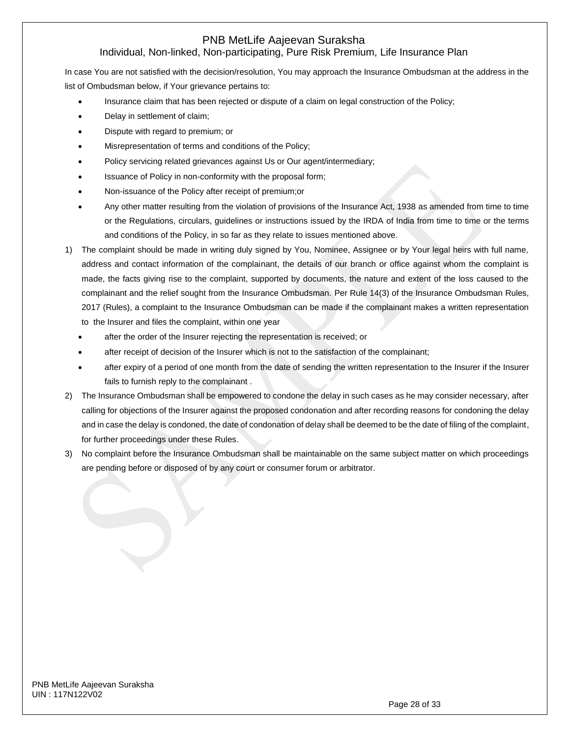In case You are not satisfied with the decision/resolution, You may approach the Insurance Ombudsman at the address in the list of Ombudsman below, if Your grievance pertains to:

- Insurance claim that has been rejected or dispute of a claim on legal construction of the Policy;
- Delay in settlement of claim;
- Dispute with regard to premium; or
- Misrepresentation of terms and conditions of the Policy;
- Policy servicing related grievances against Us or Our agent/intermediary;
- Issuance of Policy in non-conformity with the proposal form;
- Non-issuance of the Policy after receipt of premium;or
- Any other matter resulting from the violation of provisions of the Insurance Act, 1938 as amended from time to time or the Regulations, circulars, guidelines or instructions issued by the IRDA of India from time to time or the terms and conditions of the Policy, in so far as they relate to issues mentioned above.

1) The complaint should be made in writing duly signed by You, Nominee, Assignee or by Your legal heirs with full name, address and contact information of the complainant, the details of our branch or office against whom the complaint is made, the facts giving rise to the complaint, supported by documents, the nature and extent of the loss caused to the complainant and the relief sought from the Insurance Ombudsman. Per Rule 14(3) of the Insurance Ombudsman Rules, 2017 (Rules), a complaint to the Insurance Ombudsman can be made if the complainant makes a written representation to the Insurer and files the complaint, within one year
   - after the order of the Insurer rejecting the representation is received; or
   - after receipt of decision of the Insurer which is not to the satisfaction of the complainant;
   - after expiry of a period of one month from the date of sending the written representation to the Insurer if the Insurer fails to furnish reply to the complainant .
2) The Insurance Ombudsman shall be empowered to condone the delay in such cases as he may consider necessary, after calling for objections of the Insurer against the proposed condonation and after recording reasons for condoning the delay and in case the delay is condoned, the date of condonation of delay shall be deemed to be the date of filing of the complaint, for further proceedings under these Rules.
3) No complaint before the Insurance Ombudsman shall be maintainable on the same subject matter on which proceedings are pending before or disposed of by any court or consumer forum or arbitrator.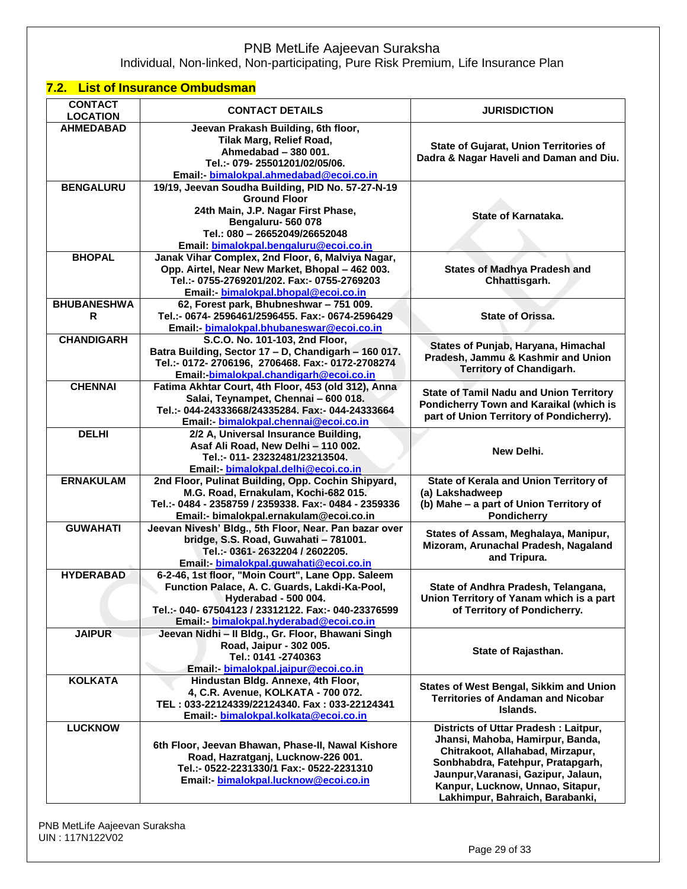## 7.2. List of Insurance Ombudsman

| CONTACT LOCATION | CONTACT DETAILS | JURISDICTION |
|---|---|---|
| **AHMEDABAD** | **Jeevan Prakash Building, 6th floor, Tilak Marg, Relief Road, Ahmedabad – 380 001. Tel.:- 079- 25501201/02/05/06. Email:- bimalokpal.ahmedabad@ecoi.co.in** | **State of Gujarat, Union Territories of Dadra & Nagar Haveli and Daman and Diu.** |
| **BENGALURU** | **19/19, Jeevan Soudha Building, PID No. 57-27-N-19 Ground Floor 24th Main, J.P. Nagar First Phase, Bengaluru- 560 078 Tel.: 080 – 26652049/26652048 Email: bimalokpal.bengaluru@ecoi.co.in** | **State of Karnataka.** |
| **BHOPAL** | **Janak Vihar Complex, 2nd Floor, 6, Malviya Nagar, Opp. Airtel, Near New Market, Bhopal – 462 003. Tel.:- 0755-2769201/202. Fax:- 0755-2769203 Email:- bimalokpal.bhopal@ecoi.co.in** | **States of Madhya Pradesh and Chhattisgarh.** |
| **BHUBANESHWAR** | **62, Forest park, Bhubneshwar – 751 009. Tel.:- 0674- 2596461/2596455. Fax:- 0674-2596429 Email:- bimalokpal.bhubaneswar@ecoi.co.in** | **State of Orissa.** |
| **CHANDIGARH** | **S.C.O. No. 101-103, 2nd Floor, Batra Building, Sector 17 – D, Chandigarh – 160 017. Tel.:- 0172- 2706196, 2706468. Fax:- 0172-2708274 Email:-bimalokpal.chandigarh@ecoi.co.in** | **States of Punjab, Haryana, Himachal Pradesh, Jammu & Kashmir and Union Territory of Chandigarh.** |
| **CHENNAI** | **Fatima Akhtar Court, 4th Floor, 453 (old 312), Anna Salai, Teynampet, Chennai – 600 018. Tel.:- 044-24333668/24335284. Fax:- 044-24333664 Email:- bimalokpal.chennai@ecoi.co.in** | **State of Tamil Nadu and Union Territory Pondicherry Town and Karaikal (which is part of Union Territory of Pondicherry).** |
| **DELHI** | **2/2 A, Universal Insurance Building, Asaf Ali Road, New Delhi – 110 002. Tel.:- 011- 23232481/23213504. Email:- bimalokpal.delhi@ecoi.co.in** | **New Delhi.** |
| **ERNAKULAM** | **2nd Floor, Pulinat Building, Opp. Cochin Shipyard, M.G. Road, Ernakulam, Kochi-682 015. Tel.:- 0484 - 2358759 / 2359338. Fax:- 0484 - 2359336 Email:- bimalokpal.ernakulam@ecoi.co.in** | **State of Kerala and Union Territory of (a) Lakshadweep (b) Mahe – a part of Union Territory of Pondicherry** |
| **GUWAHATI** | **Jeevan Nivesh' Bldg., 5th Floor, Near. Pan bazar over bridge, S.S. Road, Guwahati – 781001. Tel.:- 0361- 2632204 / 2602205. Email:- bimalokpal.guwahati@ecoi.co.in** | **States of Assam, Meghalaya, Manipur, Mizoram, Arunachal Pradesh, Nagaland and Tripura.** |
| **HYDERABAD** | **6-2-46, 1st floor, "Moin Court", Lane Opp. Saleem Function Palace, A. C. Guards, Lakdi-Ka-Pool, Hyderabad - 500 004. Tel.:- 040- 67504123 / 23312122. Fax:- 040-23376599 Email:- bimalokpal.hyderabad@ecoi.co.in** | **State of Andhra Pradesh, Telangana, Union Territory of Yanam which is a part of Territory of Pondicherry.** |
| **JAIPUR** | **Jeevan Nidhi – II Bldg., Gr. Floor, Bhawani Singh Road, Jaipur - 302 005. Tel.: 0141 -2740363 Email:- bimalokpal.jaipur@ecoi.co.in** | **State of Rajasthan.** |
| **KOLKATA** | **Hindustan Bldg. Annexe, 4th Floor, 4, C.R. Avenue, KOLKATA - 700 072. TEL : 033-22124339/22124340. Fax : 033-22124341 Email:- bimalokpal.kolkata@ecoi.co.in** | **States of West Bengal, Sikkim and Union Territories of Andaman and Nicobar Islands.** |
| **LUCKNOW** | **6th Floor, Jeevan Bhawan, Phase-II, Nawal Kishore Road, Hazratganj, Lucknow-226 001. Tel.:- 0522-2231330/1 Fax:- 0522-2231310 Email:- bimalokpal.lucknow@ecoi.co.in** | **Districts of Uttar Pradesh : Laitpur, Jhansi, Mahoba, Hamirpur, Banda, Chitrakoot, Allahabad, Mirzapur, Sonbhabdra, Fatehpur, Pratapgarh, Jaunpur,Varanasi, Gazipur, Jalaun, Kanpur, Lucknow, Unnao, Sitapur, Lakhimpur, Bahraich, Barabanki,** |

PNB MetLife Aajeevan Suraksha
UIN : 117N122V02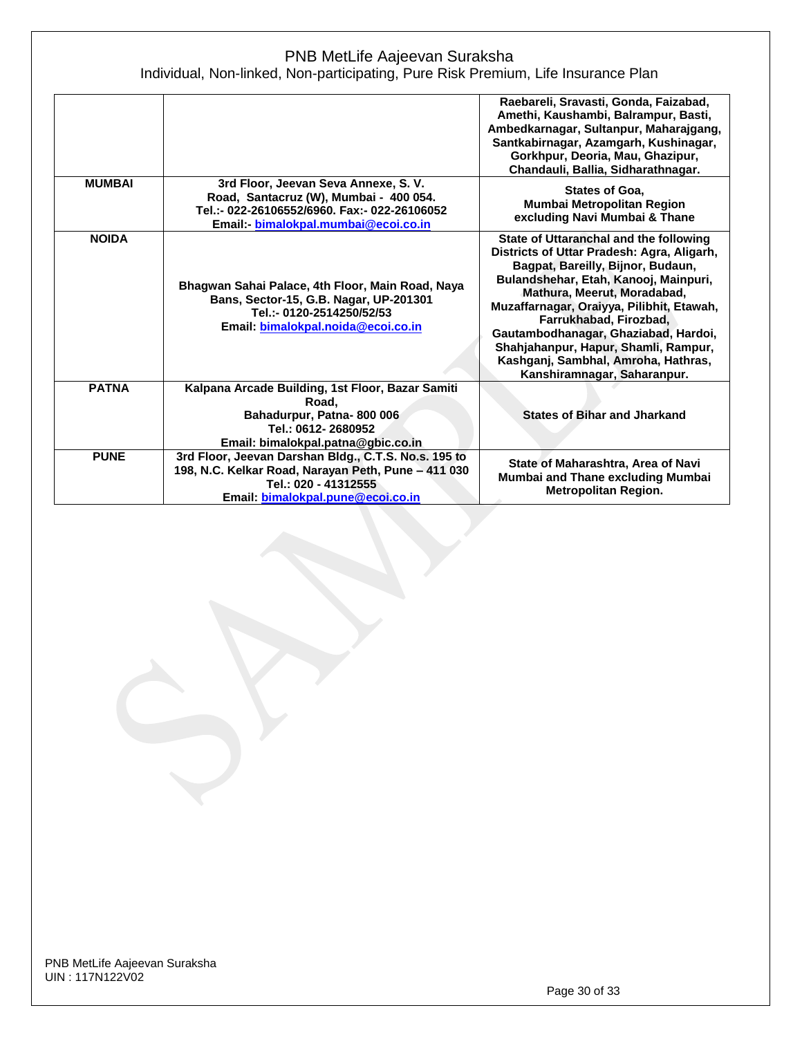| | | |
|---|---|---|
| | | **Raebareli, Sravasti, Gonda, Faizabad, Amethi, Kaushambi, Balrampur, Basti, Ambedkarnagar, Sultanpur, Maharajgang, Santkabirnagar, Azamgarh, Kushinagar, Gorkhpur, Deoria, Mau, Ghazipur, Chandauli, Ballia, Sidharathnagar.** |
| **MUMBAI** | **3rd Floor, Jeevan Seva Annexe, S. V. Road, Santacruz (W), Mumbai - 400 054. Tel.:- 022-26106552/6960. Fax:- 022-26106052 Email:- bimalokpal.mumbai@ecoi.co.in** | **States of Goa, Mumbai Metropolitan Region excluding Navi Mumbai & Thane** |
| **NOIDA** | **Bhagwan Sahai Palace, 4th Floor, Main Road, Naya Bans, Sector-15, G.B. Nagar, UP-201301 Tel.:- 0120-2514250/52/53 Email: bimalokpal.noida@ecoi.co.in** | **State of Uttaranchal and the following Districts of Uttar Pradesh: Agra, Aligarh, Bagpat, Bareilly, Bijnor, Budaun, Bulandshehar, Etah, Kanooj, Mainpuri, Mathura, Meerut, Moradabad, Muzaffarnagar, Oraiyya, Pilibhit, Etawah, Farrukhabad, Firozbad, Gautambodhanagar, Ghaziabad, Hardoi, Shahjahanpur, Hapur, Shamli, Rampur, Kashganj, Sambhal, Amroha, Hathras, Kanshiramnagar, Saharanpur.** |
| **PATNA** | **Kalpana Arcade Building, 1st Floor, Bazar Samiti Road, Bahadurpur, Patna- 800 006 Tel.: 0612- 2680952 Email: bimalokpal.patna@gbic.co.in** | **States of Bihar and Jharkand** |
| **PUNE** | **3rd Floor, Jeevan Darshan Bldg., C.T.S. No.s. 195 to 198, N.C. Kelkar Road, Narayan Peth, Pune – 411 030 Tel.: 020 - 41312555 Email: bimalokpal.pune@ecoi.co.in** | **State of Maharashtra, Area of Navi Mumbai and Thane excluding Mumbai Metropolitan Region.** |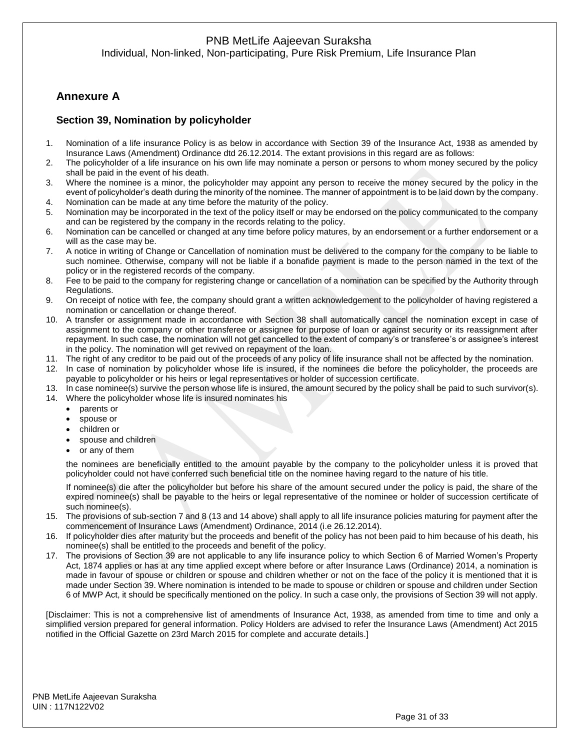## Annexure A

### Section 39, Nomination by policyholder

1. Nomination of a life insurance Policy is as below in accordance with Section 39 of the Insurance Act, 1938 as amended by Insurance Laws (Amendment) Ordinance dtd 26.12.2014. The extant provisions in this regard are as follows:
2. The policyholder of a life insurance on his own life may nominate a person or persons to whom money secured by the policy shall be paid in the event of his death.
3. Where the nominee is a minor, the policyholder may appoint any person to receive the money secured by the policy in the event of policyholder's death during the minority of the nominee. The manner of appointment is to be laid down by the company.
4. Nomination can be made at any time before the maturity of the policy.
5. Nomination may be incorporated in the text of the policy itself or may be endorsed on the policy communicated to the company and can be registered by the company in the records relating to the policy.
6. Nomination can be cancelled or changed at any time before policy matures, by an endorsement or a further endorsement or a will as the case may be.
7. A notice in writing of Change or Cancellation of nomination must be delivered to the company for the company to be liable to such nominee. Otherwise, company will not be liable if a bonafide payment is made to the person named in the text of the policy or in the registered records of the company.
8. Fee to be paid to the company for registering change or cancellation of a nomination can be specified by the Authority through Regulations.
9. On receipt of notice with fee, the company should grant a written acknowledgement to the policyholder of having registered a nomination or cancellation or change thereof.
10. A transfer or assignment made in accordance with Section 38 shall automatically cancel the nomination except in case of assignment to the company or other transferee or assignee for purpose of loan or against security or its reassignment after repayment. In such case, the nomination will not get cancelled to the extent of company's or transferee's or assignee's interest in the policy. The nomination will get revived on repayment of the loan.
11. The right of any creditor to be paid out of the proceeds of any policy of life insurance shall not be affected by the nomination.
12. In case of nomination by policyholder whose life is insured, if the nominees die before the policyholder, the proceeds are payable to policyholder or his heirs or legal representatives or holder of succession certificate.
13. In case nominee(s) survive the person whose life is insured, the amount secured by the policy shall be paid to such survivor(s).
14. Where the policyholder whose life is insured nominates his
    - parents or
    - spouse or
    - children or
    - spouse and children
    - or any of them

    the nominees are beneficially entitled to the amount payable by the company to the policyholder unless it is proved that policyholder could not have conferred such beneficial title on the nominee having regard to the nature of his title.

    If nominee(s) die after the policyholder but before his share of the amount secured under the policy is paid, the share of the expired nominee(s) shall be payable to the heirs or legal representative of the nominee or holder of succession certificate of such nominee(s).
15. The provisions of sub-section 7 and 8 (13 and 14 above) shall apply to all life insurance policies maturing for payment after the commencement of Insurance Laws (Amendment) Ordinance, 2014 (i.e 26.12.2014).
16. If policyholder dies after maturity but the proceeds and benefit of the policy has not been paid to him because of his death, his nominee(s) shall be entitled to the proceeds and benefit of the policy.
17. The provisions of Section 39 are not applicable to any life insurance policy to which Section 6 of Married Women's Property Act, 1874 applies or has at any time applied except where before or after Insurance Laws (Ordinance) 2014, a nomination is made in favour of spouse or children or spouse and children whether or not on the face of the policy it is mentioned that it is made under Section 39. Where nomination is intended to be made to spouse or children or spouse and children under Section 6 of MWP Act, it should be specifically mentioned on the policy. In such a case only, the provisions of Section 39 will not apply.

[Disclaimer: This is not a comprehensive list of amendments of Insurance Act, 1938, as amended from time to time and only a simplified version prepared for general information. Policy Holders are advised to refer the Insurance Laws (Amendment) Act 2015 notified in the Official Gazette on 23rd March 2015 for complete and accurate details.]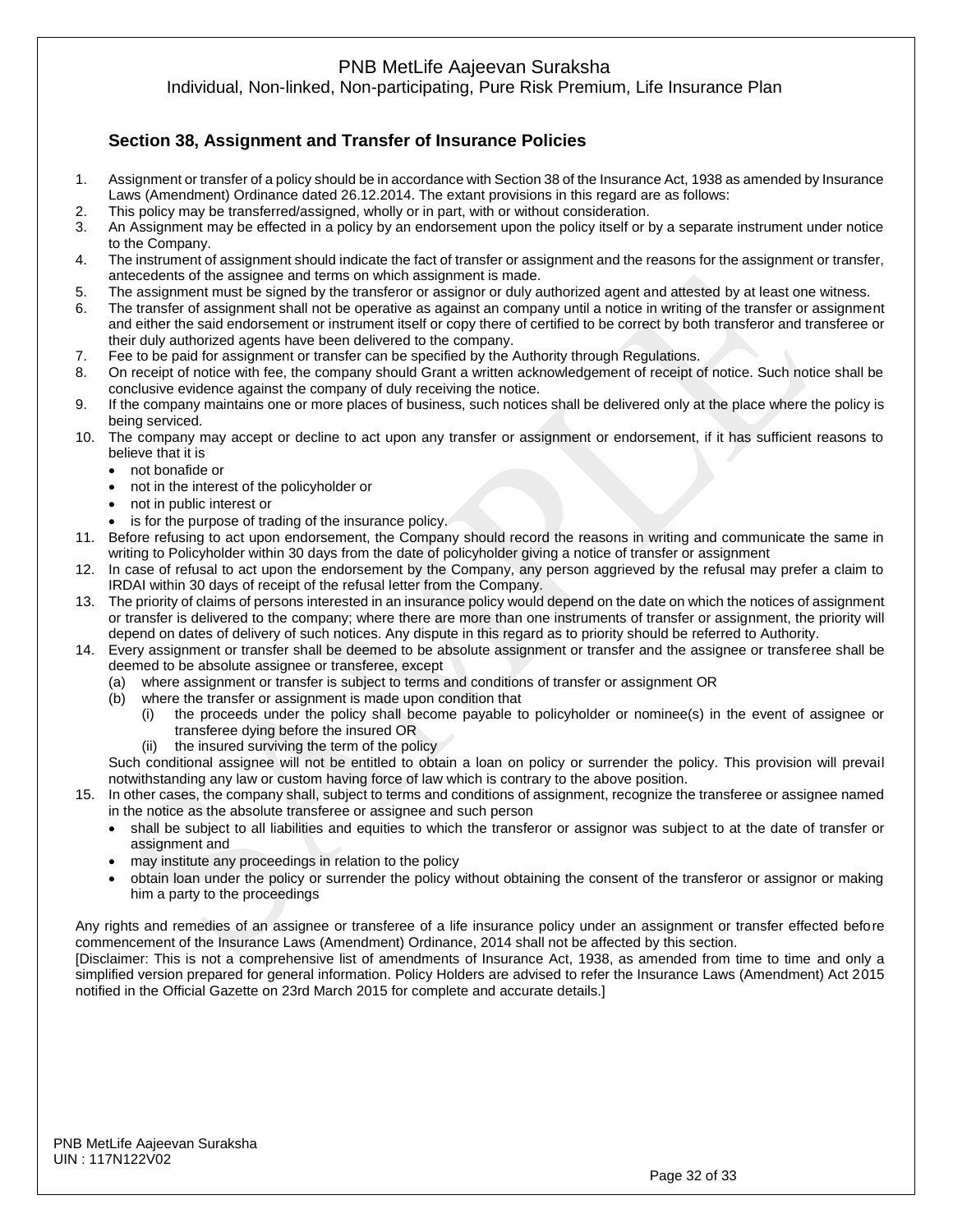## Section 38, Assignment and Transfer of Insurance Policies

1. Assignment or transfer of a policy should be in accordance with Section 38 of the Insurance Act, 1938 as amended by Insurance Laws (Amendment) Ordinance dated 26.12.2014. The extant provisions in this regard are as follows:
2. This policy may be transferred/assigned, wholly or in part, with or without consideration.
3. An Assignment may be effected in a policy by an endorsement upon the policy itself or by a separate instrument under notice to the Company.
4. The instrument of assignment should indicate the fact of transfer or assignment and the reasons for the assignment or transfer, antecedents of the assignee and terms on which assignment is made.
5. The assignment must be signed by the transferor or assignor or duly authorized agent and attested by at least one witness.
6. The transfer of assignment shall not be operative as against an company until a notice in writing of the transfer or assignment and either the said endorsement or instrument itself or copy there of certified to be correct by both transferor and transferee or their duly authorized agents have been delivered to the company.
7. Fee to be paid for assignment or transfer can be specified by the Authority through Regulations.
8. On receipt of notice with fee, the company should Grant a written acknowledgement of receipt of notice. Such notice shall be conclusive evidence against the company of duly receiving the notice.
9. If the company maintains one or more places of business, such notices shall be delivered only at the place where the policy is being serviced.
10. The company may accept or decline to act upon any transfer or assignment or endorsement, if it has sufficient reasons to believe that it is
    - not bonafide or
    - not in the interest of the policyholder or
    - not in public interest or
    - is for the purpose of trading of the insurance policy.
11. Before refusing to act upon endorsement, the Company should record the reasons in writing and communicate the same in writing to Policyholder within 30 days from the date of policyholder giving a notice of transfer or assignment
12. In case of refusal to act upon the endorsement by the Company, any person aggrieved by the refusal may prefer a claim to IRDAI within 30 days of receipt of the refusal letter from the Company.
13. The priority of claims of persons interested in an insurance policy would depend on the date on which the notices of assignment or transfer is delivered to the company; where there are more than one instruments of transfer or assignment, the priority will depend on dates of delivery of such notices. Any dispute in this regard as to priority should be referred to Authority.
14. Every assignment or transfer shall be deemed to be absolute assignment or transfer and the assignee or transferee shall be deemed to be absolute assignee or transferee, except
    (a) where assignment or transfer is subject to terms and conditions of transfer or assignment OR
    (b) where the transfer or assignment is made upon condition that
        (i) the proceeds under the policy shall become payable to policyholder or nominee(s) in the event of assignee or transferee dying before the insured OR
        (ii) the insured surviving the term of the policy

    Such conditional assignee will not be entitled to obtain a loan on policy or surrender the policy. This provision will prevail notwithstanding any law or custom having force of law which is contrary to the above position.
15. In other cases, the company shall, subject to terms and conditions of assignment, recognize the transferee or assignee named in the notice as the absolute transferee or assignee and such person
    - shall be subject to all liabilities and equities to which the transferor or assignor was subject to at the date of transfer or assignment and
    - may institute any proceedings in relation to the policy
    - obtain loan under the policy or surrender the policy without obtaining the consent of the transferor or assignor or making him a party to the proceedings

Any rights and remedies of an assignee or transferee of a life insurance policy under an assignment or transfer effected before commencement of the Insurance Laws (Amendment) Ordinance, 2014 shall not be affected by this section.

[Disclaimer: This is not a comprehensive list of amendments of Insurance Act, 1938, as amended from time to time and only a simplified version prepared for general information. Policy Holders are advised to refer the Insurance Laws (Amendment) Act 2015 notified in the Official Gazette on 23rd March 2015 for complete and accurate details.]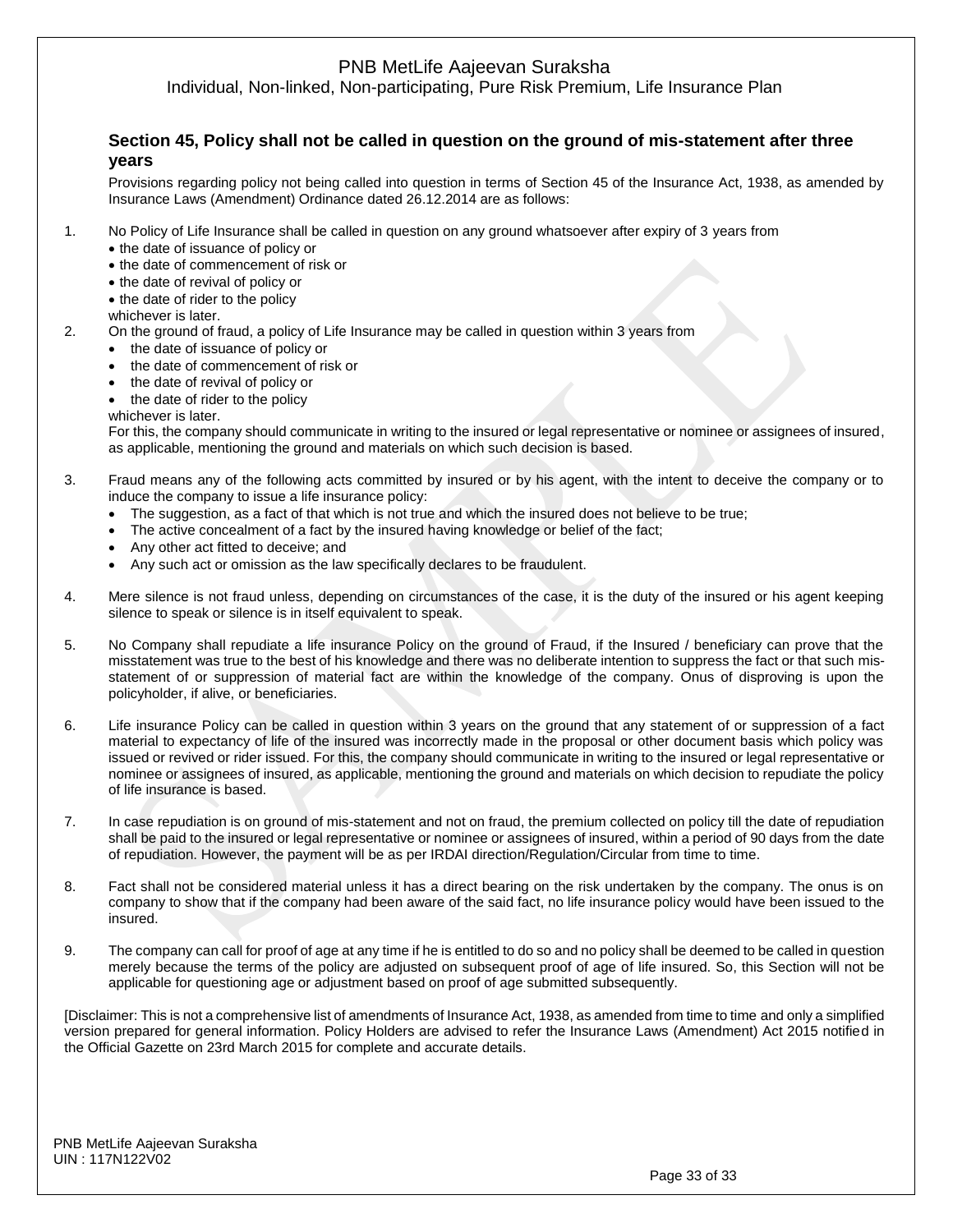## Section 45, Policy shall not be called in question on the ground of mis-statement after three years

Provisions regarding policy not being called into question in terms of Section 45 of the Insurance Act, 1938, as amended by Insurance Laws (Amendment) Ordinance dated 26.12.2014 are as follows:

1. No Policy of Life Insurance shall be called in question on any ground whatsoever after expiry of 3 years from
   - the date of issuance of policy or
   - the date of commencement of risk or
   - the date of revival of policy or
   - the date of rider to the policy

   whichever is later.
2. On the ground of fraud, a policy of Life Insurance may be called in question within 3 years from
   - the date of issuance of policy or
   - the date of commencement of risk or
   - the date of revival of policy or
   - the date of rider to the policy

   whichever is later.

   For this, the company should communicate in writing to the insured or legal representative or nominee or assignees of insured, as applicable, mentioning the ground and materials on which such decision is based.
3. Fraud means any of the following acts committed by insured or by his agent, with the intent to deceive the company or to induce the company to issue a life insurance policy:
   - The suggestion, as a fact of that which is not true and which the insured does not believe to be true;
   - The active concealment of a fact by the insured having knowledge or belief of the fact;
   - Any other act fitted to deceive; and
   - Any such act or omission as the law specifically declares to be fraudulent.
4. Mere silence is not fraud unless, depending on circumstances of the case, it is the duty of the insured or his agent keeping silence to speak or silence is in itself equivalent to speak.
5. No Company shall repudiate a life insurance Policy on the ground of Fraud, if the Insured / beneficiary can prove that the misstatement was true to the best of his knowledge and there was no deliberate intention to suppress the fact or that such mis-statement of or suppression of material fact are within the knowledge of the company. Onus of disproving is upon the policyholder, if alive, or beneficiaries.
6. Life insurance Policy can be called in question within 3 years on the ground that any statement of or suppression of a fact material to expectancy of life of the insured was incorrectly made in the proposal or other document basis which policy was issued or revived or rider issued. For this, the company should communicate in writing to the insured or legal representative or nominee or assignees of insured, as applicable, mentioning the ground and materials on which decision to repudiate the policy of life insurance is based.
7. In case repudiation is on ground of mis-statement and not on fraud, the premium collected on policy till the date of repudiation shall be paid to the insured or legal representative or nominee or assignees of insured, within a period of 90 days from the date of repudiation. However, the payment will be as per IRDAI direction/Regulation/Circular from time to time.
8. Fact shall not be considered material unless it has a direct bearing on the risk undertaken by the company. The onus is on company to show that if the company had been aware of the said fact, no life insurance policy would have been issued to the insured.
9. The company can call for proof of age at any time if he is entitled to do so and no policy shall be deemed to be called in question merely because the terms of the policy are adjusted on subsequent proof of age of life insured. So, this Section will not be applicable for questioning age or adjustment based on proof of age submitted subsequently.

[Disclaimer: This is not a comprehensive list of amendments of Insurance Act, 1938, as amended from time to time and only a simplified version prepared for general information. Policy Holders are advised to refer the Insurance Laws (Amendment) Act 2015 notified in the Official Gazette on 23rd March 2015 for complete and accurate details.